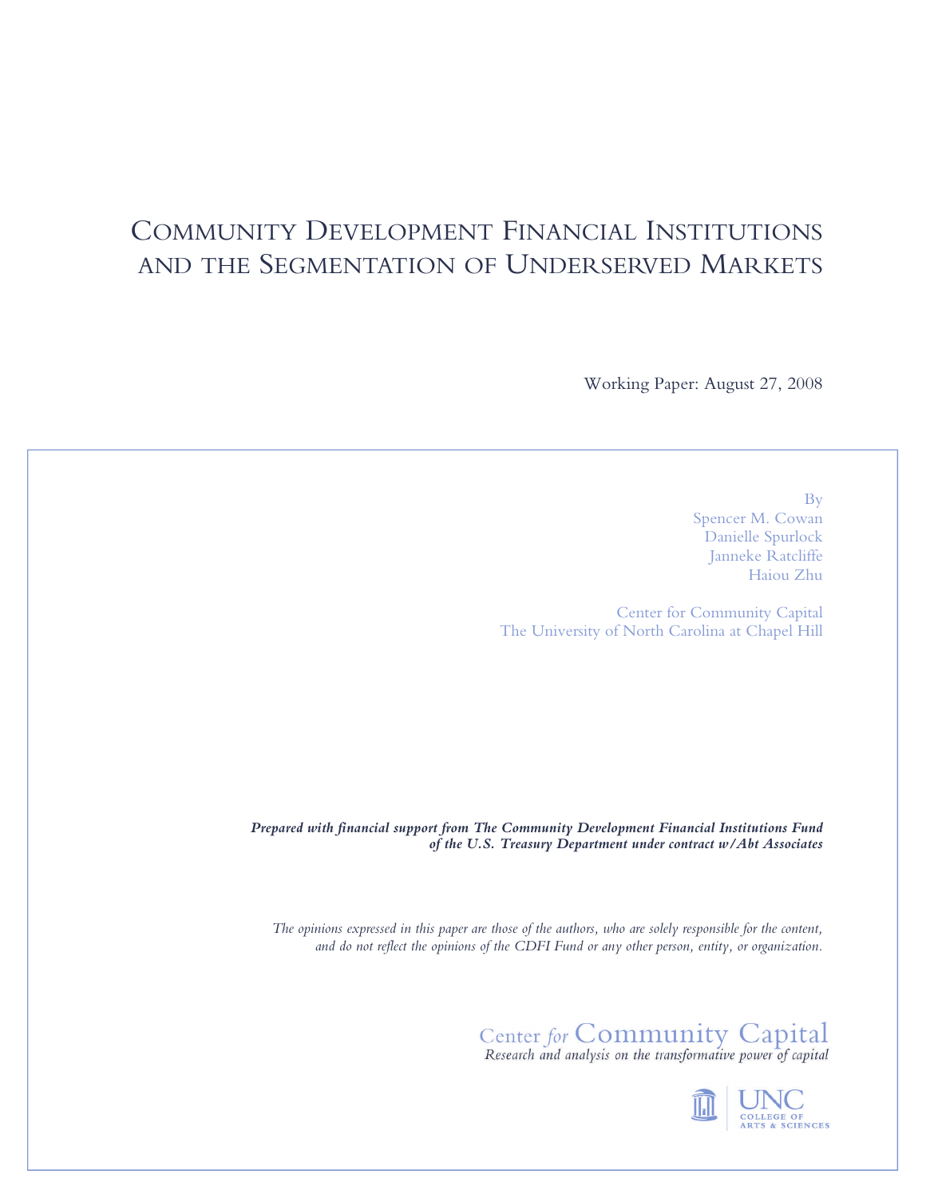# Community Development Financial Institutions and the Segmentation of Underserved Markets

Working Paper: August 27, 2008

By
Spencer M. Cowan
Danielle Spurlock
Janneke Ratcliffe
Haiou Zhu

Center for Community Capital
The University of North Carolina at Chapel Hill

***Prepared with financial support from The Community Development Financial Institutions Fund of the U.S. Treasury Department under contract w/Abt Associates***

*The opinions expressed in this paper are those of the authors, who are solely responsible for the content, and do not reflect the opinions of the CDFI Fund or any other person, entity, or organization.*

Center *for* Community Capital
*Research and analysis on the transformative power of capital*

UNC
COLLEGE OF ARTS & SCIENCES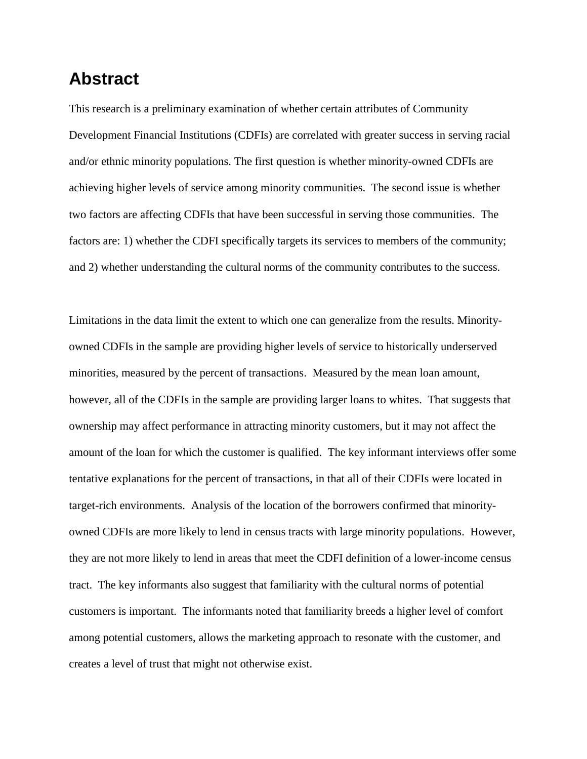# Abstract

This research is a preliminary examination of whether certain attributes of Community Development Financial Institutions (CDFIs) are correlated with greater success in serving racial and/or ethnic minority populations. The first question is whether minority-owned CDFIs are achieving higher levels of service among minority communities. The second issue is whether two factors are affecting CDFIs that have been successful in serving those communities. The factors are: 1) whether the CDFI specifically targets its services to members of the community; and 2) whether understanding the cultural norms of the community contributes to the success.

Limitations in the data limit the extent to which one can generalize from the results. Minority-owned CDFIs in the sample are providing higher levels of service to historically underserved minorities, measured by the percent of transactions. Measured by the mean loan amount, however, all of the CDFIs in the sample are providing larger loans to whites. That suggests that ownership may affect performance in attracting minority customers, but it may not affect the amount of the loan for which the customer is qualified. The key informant interviews offer some tentative explanations for the percent of transactions, in that all of their CDFIs were located in target-rich environments. Analysis of the location of the borrowers confirmed that minority-owned CDFIs are more likely to lend in census tracts with large minority populations. However, they are not more likely to lend in areas that meet the CDFI definition of a lower-income census tract. The key informants also suggest that familiarity with the cultural norms of potential customers is important. The informants noted that familiarity breeds a higher level of comfort among potential customers, allows the marketing approach to resonate with the customer, and creates a level of trust that might not otherwise exist.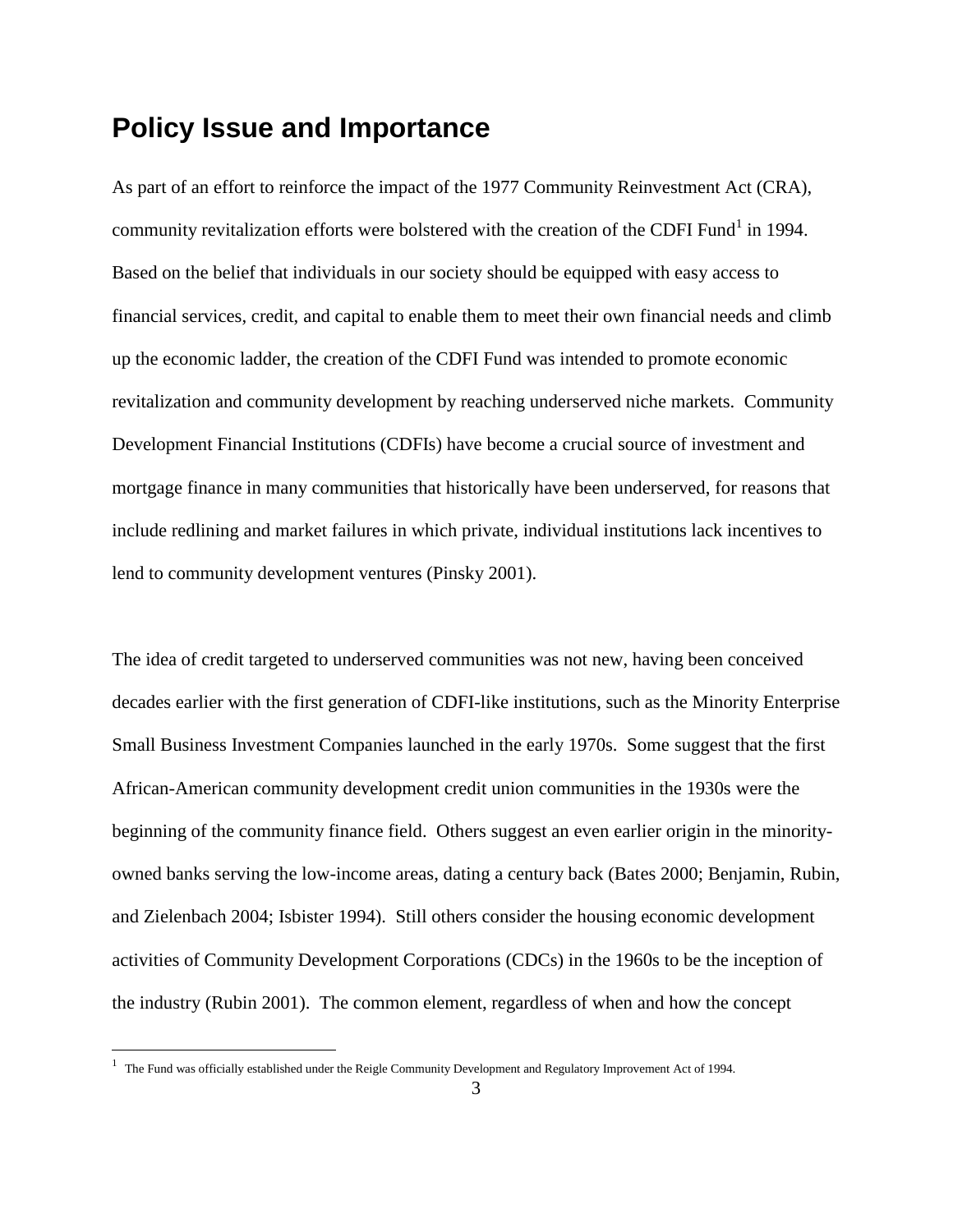## Policy Issue and Importance

As part of an effort to reinforce the impact of the 1977 Community Reinvestment Act (CRA), community revitalization efforts were bolstered with the creation of the CDFI Fund[1] in 1994. Based on the belief that individuals in our society should be equipped with easy access to financial services, credit, and capital to enable them to meet their own financial needs and climb up the economic ladder, the creation of the CDFI Fund was intended to promote economic revitalization and community development by reaching underserved niche markets. Community Development Financial Institutions (CDFIs) have become a crucial source of investment and mortgage finance in many communities that historically have been underserved, for reasons that include redlining and market failures in which private, individual institutions lack incentives to lend to community development ventures (Pinsky 2001).

The idea of credit targeted to underserved communities was not new, having been conceived decades earlier with the first generation of CDFI-like institutions, such as the Minority Enterprise Small Business Investment Companies launched in the early 1970s. Some suggest that the first African-American community development credit union communities in the 1930s were the beginning of the community finance field. Others suggest an even earlier origin in the minority-owned banks serving the low-income areas, dating a century back (Bates 2000; Benjamin, Rubin, and Zielenbach 2004; Isbister 1994). Still others consider the housing economic development activities of Community Development Corporations (CDCs) in the 1960s to be the inception of the industry (Rubin 2001). The common element, regardless of when and how the concept

[1] The Fund was officially established under the Reigle Community Development and Regulatory Improvement Act of 1994.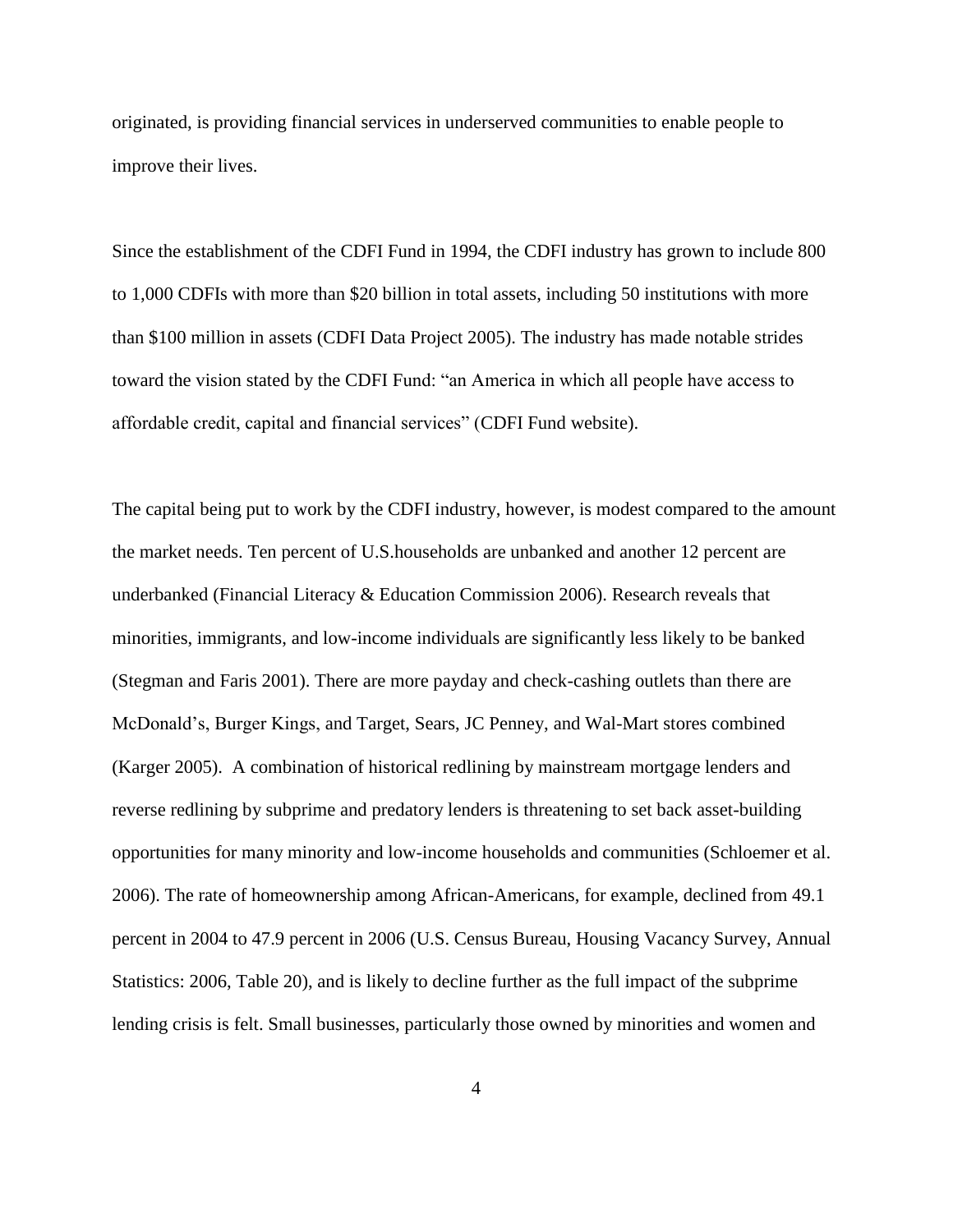originated, is providing financial services in underserved communities to enable people to improve their lives.

Since the establishment of the CDFI Fund in 1994, the CDFI industry has grown to include 800 to 1,000 CDFIs with more than $20 billion in total assets, including 50 institutions with more than $100 million in assets (CDFI Data Project 2005). The industry has made notable strides toward the vision stated by the CDFI Fund: "an America in which all people have access to affordable credit, capital and financial services" (CDFI Fund website).

The capital being put to work by the CDFI industry, however, is modest compared to the amount the market needs. Ten percent of U.S.households are unbanked and another 12 percent are underbanked (Financial Literacy & Education Commission 2006). Research reveals that minorities, immigrants, and low-income individuals are significantly less likely to be banked (Stegman and Faris 2001). There are more payday and check-cashing outlets than there are McDonald's, Burger Kings, and Target, Sears, JC Penney, and Wal-Mart stores combined (Karger 2005). A combination of historical redlining by mainstream mortgage lenders and reverse redlining by subprime and predatory lenders is threatening to set back asset-building opportunities for many minority and low-income households and communities (Schloemer et al. 2006). The rate of homeownership among African-Americans, for example, declined from 49.1 percent in 2004 to 47.9 percent in 2006 (U.S. Census Bureau, Housing Vacancy Survey, Annual Statistics: 2006, Table 20), and is likely to decline further as the full impact of the subprime lending crisis is felt. Small businesses, particularly those owned by minorities and women and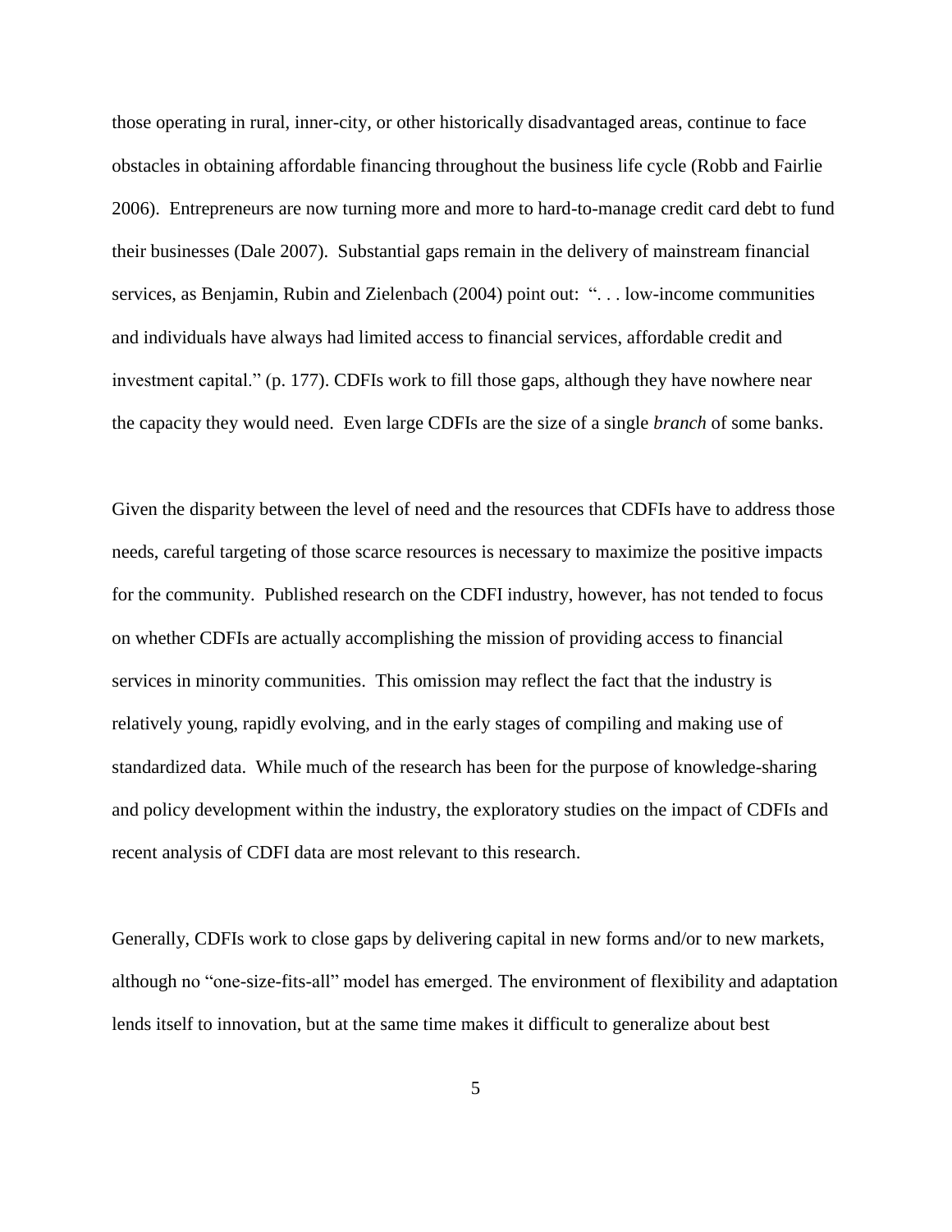those operating in rural, inner-city, or other historically disadvantaged areas, continue to face obstacles in obtaining affordable financing throughout the business life cycle (Robb and Fairlie 2006). Entrepreneurs are now turning more and more to hard-to-manage credit card debt to fund their businesses (Dale 2007). Substantial gaps remain in the delivery of mainstream financial services, as Benjamin, Rubin and Zielenbach (2004) point out: ". . . low-income communities and individuals have always had limited access to financial services, affordable credit and investment capital." (p. 177). CDFIs work to fill those gaps, although they have nowhere near the capacity they would need. Even large CDFIs are the size of a single *branch* of some banks.

Given the disparity between the level of need and the resources that CDFIs have to address those needs, careful targeting of those scarce resources is necessary to maximize the positive impacts for the community. Published research on the CDFI industry, however, has not tended to focus on whether CDFIs are actually accomplishing the mission of providing access to financial services in minority communities. This omission may reflect the fact that the industry is relatively young, rapidly evolving, and in the early stages of compiling and making use of standardized data. While much of the research has been for the purpose of knowledge-sharing and policy development within the industry, the exploratory studies on the impact of CDFIs and recent analysis of CDFI data are most relevant to this research.

Generally, CDFIs work to close gaps by delivering capital in new forms and/or to new markets, although no "one-size-fits-all" model has emerged. The environment of flexibility and adaptation lends itself to innovation, but at the same time makes it difficult to generalize about best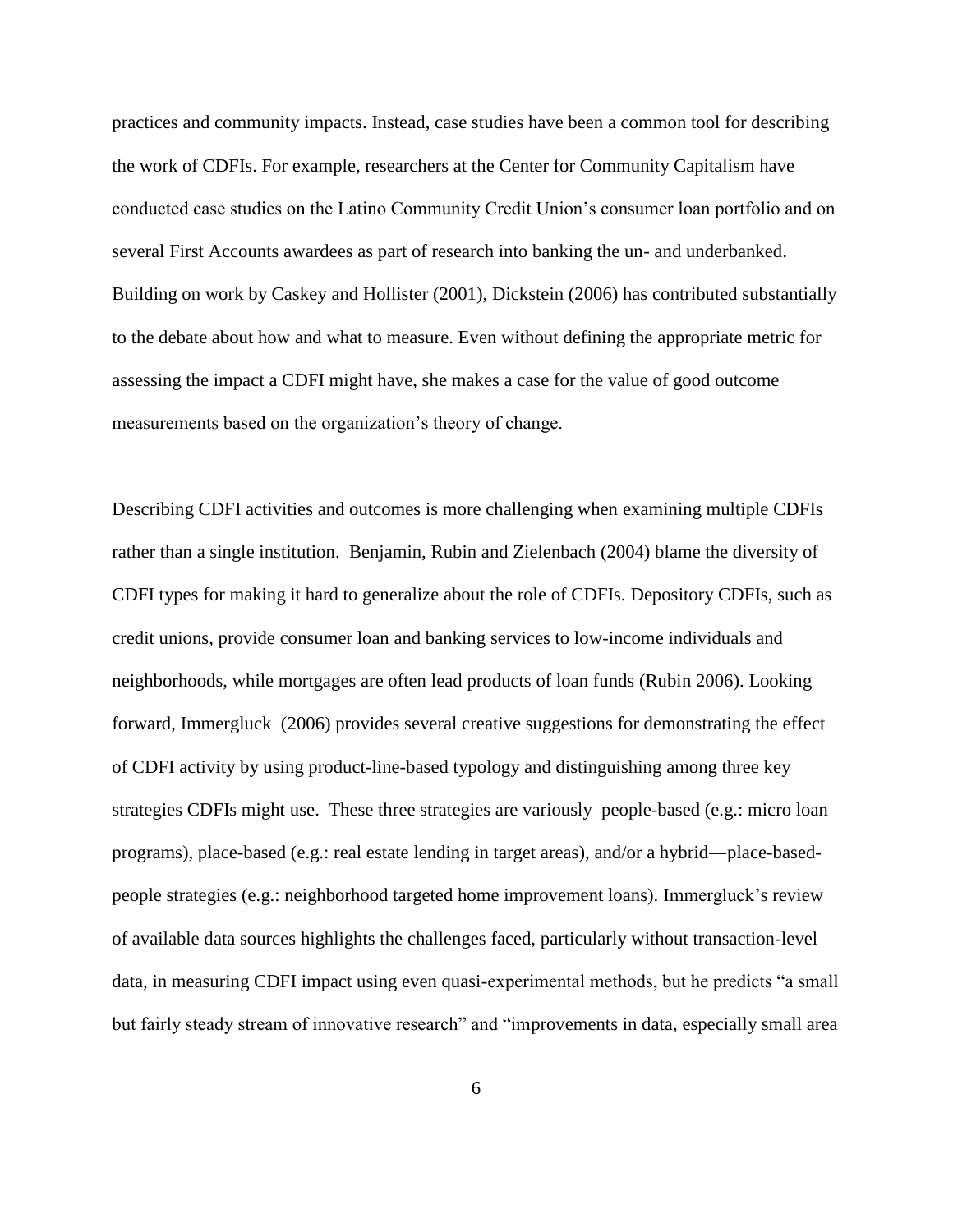practices and community impacts. Instead, case studies have been a common tool for describing the work of CDFIs. For example, researchers at the Center for Community Capitalism have conducted case studies on the Latino Community Credit Union's consumer loan portfolio and on several First Accounts awardees as part of research into banking the un- and underbanked. Building on work by Caskey and Hollister (2001), Dickstein (2006) has contributed substantially to the debate about how and what to measure. Even without defining the appropriate metric for assessing the impact a CDFI might have, she makes a case for the value of good outcome measurements based on the organization's theory of change.

Describing CDFI activities and outcomes is more challenging when examining multiple CDFIs rather than a single institution. Benjamin, Rubin and Zielenbach (2004) blame the diversity of CDFI types for making it hard to generalize about the role of CDFIs. Depository CDFIs, such as credit unions, provide consumer loan and banking services to low-income individuals and neighborhoods, while mortgages are often lead products of loan funds (Rubin 2006). Looking forward, Immergluck (2006) provides several creative suggestions for demonstrating the effect of CDFI activity by using product-line-based typology and distinguishing among three key strategies CDFIs might use. These three strategies are variously people-based (e.g.: micro loan programs), place-based (e.g.: real estate lending in target areas), and/or a hybrid—place-based-people strategies (e.g.: neighborhood targeted home improvement loans). Immergluck's review of available data sources highlights the challenges faced, particularly without transaction-level data, in measuring CDFI impact using even quasi-experimental methods, but he predicts "a small but fairly steady stream of innovative research" and "improvements in data, especially small area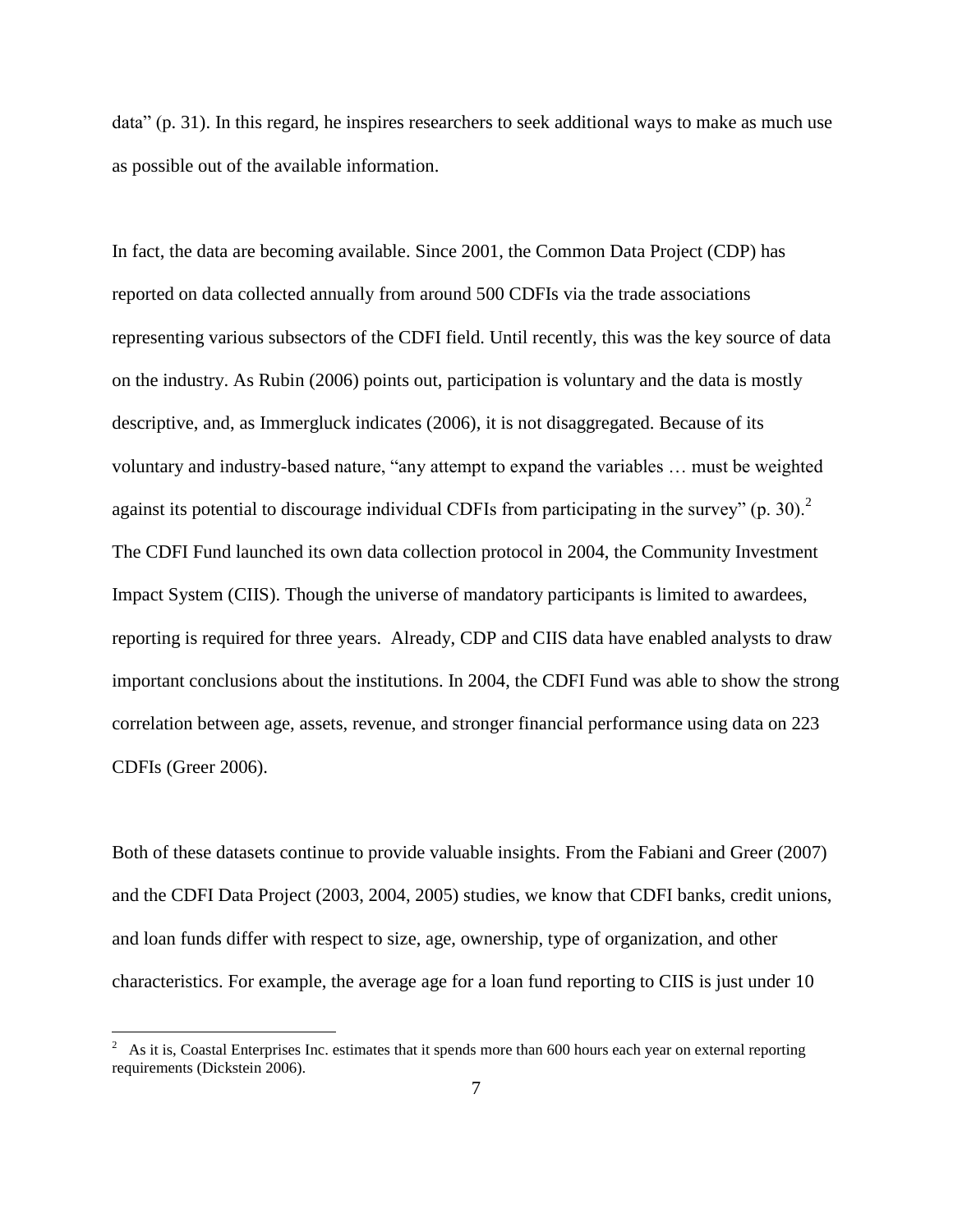data" (p. 31). In this regard, he inspires researchers to seek additional ways to make as much use as possible out of the available information.

In fact, the data are becoming available. Since 2001, the Common Data Project (CDP) has reported on data collected annually from around 500 CDFIs via the trade associations representing various subsectors of the CDFI field. Until recently, this was the key source of data on the industry. As Rubin (2006) points out, participation is voluntary and the data is mostly descriptive, and, as Immergluck indicates (2006), it is not disaggregated. Because of its voluntary and industry-based nature, "any attempt to expand the variables … must be weighted against its potential to discourage individual CDFIs from participating in the survey" (p. 30).[2] The CDFI Fund launched its own data collection protocol in 2004, the Community Investment Impact System (CIIS). Though the universe of mandatory participants is limited to awardees, reporting is required for three years. Already, CDP and CIIS data have enabled analysts to draw important conclusions about the institutions. In 2004, the CDFI Fund was able to show the strong correlation between age, assets, revenue, and stronger financial performance using data on 223 CDFIs (Greer 2006).

Both of these datasets continue to provide valuable insights. From the Fabiani and Greer (2007) and the CDFI Data Project (2003, 2004, 2005) studies, we know that CDFI banks, credit unions, and loan funds differ with respect to size, age, ownership, type of organization, and other characteristics. For example, the average age for a loan fund reporting to CIIS is just under 10

[2] As it is, Coastal Enterprises Inc. estimates that it spends more than 600 hours each year on external reporting requirements (Dickstein 2006).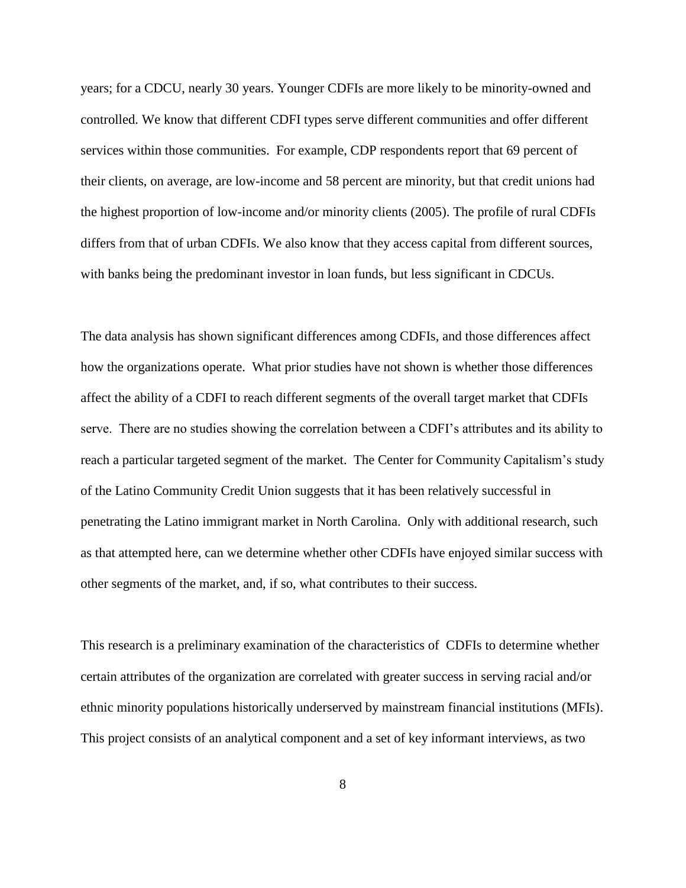years; for a CDCU, nearly 30 years. Younger CDFIs are more likely to be minority-owned and controlled. We know that different CDFI types serve different communities and offer different services within those communities. For example, CDP respondents report that 69 percent of their clients, on average, are low-income and 58 percent are minority, but that credit unions had the highest proportion of low-income and/or minority clients (2005). The profile of rural CDFIs differs from that of urban CDFIs. We also know that they access capital from different sources, with banks being the predominant investor in loan funds, but less significant in CDCUs.

The data analysis has shown significant differences among CDFIs, and those differences affect how the organizations operate. What prior studies have not shown is whether those differences affect the ability of a CDFI to reach different segments of the overall target market that CDFIs serve. There are no studies showing the correlation between a CDFI's attributes and its ability to reach a particular targeted segment of the market. The Center for Community Capitalism's study of the Latino Community Credit Union suggests that it has been relatively successful in penetrating the Latino immigrant market in North Carolina. Only with additional research, such as that attempted here, can we determine whether other CDFIs have enjoyed similar success with other segments of the market, and, if so, what contributes to their success.

This research is a preliminary examination of the characteristics of CDFIs to determine whether certain attributes of the organization are correlated with greater success in serving racial and/or ethnic minority populations historically underserved by mainstream financial institutions (MFIs). This project consists of an analytical component and a set of key informant interviews, as two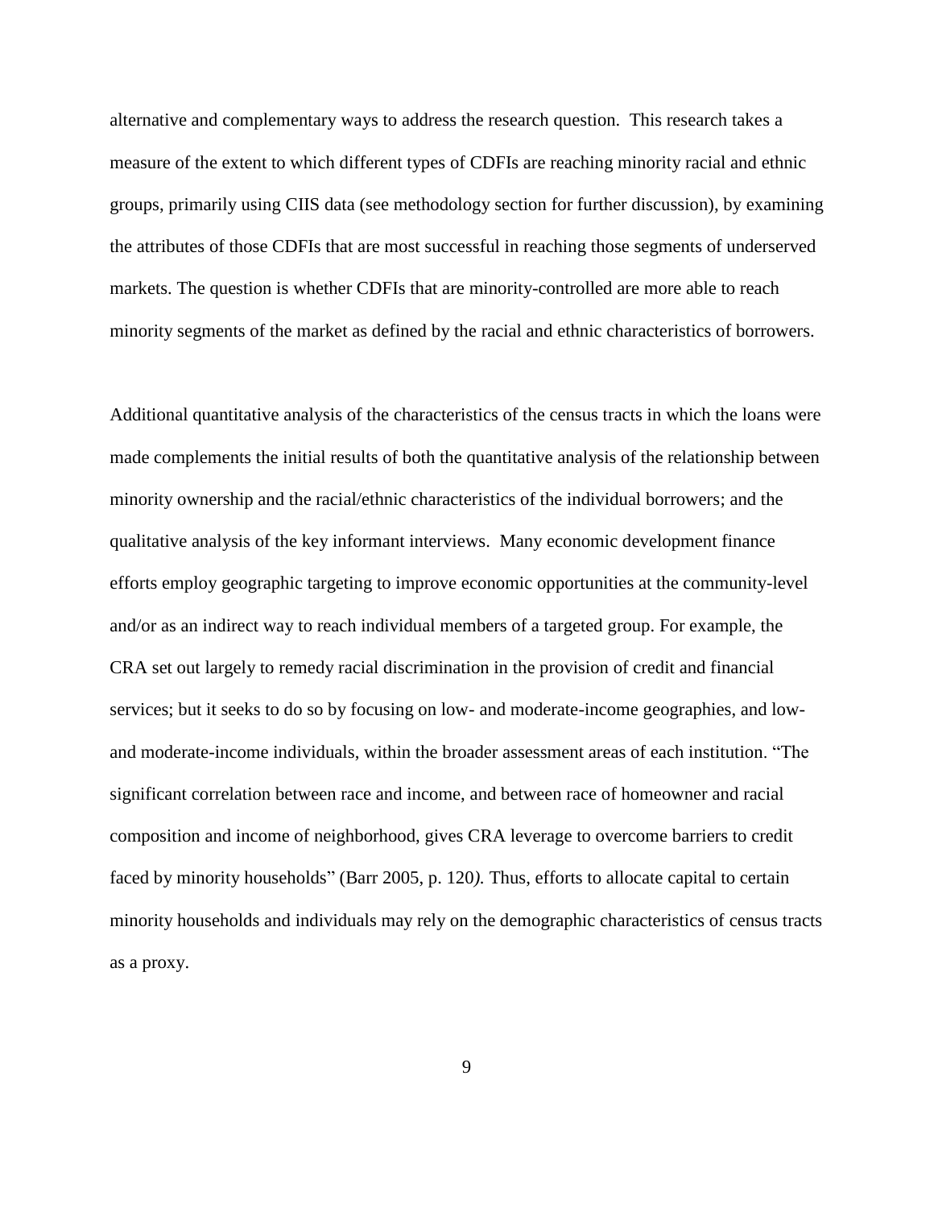alternative and complementary ways to address the research question. This research takes a measure of the extent to which different types of CDFIs are reaching minority racial and ethnic groups, primarily using CIIS data (see methodology section for further discussion), by examining the attributes of those CDFIs that are most successful in reaching those segments of underserved markets. The question is whether CDFIs that are minority-controlled are more able to reach minority segments of the market as defined by the racial and ethnic characteristics of borrowers.

Additional quantitative analysis of the characteristics of the census tracts in which the loans were made complements the initial results of both the quantitative analysis of the relationship between minority ownership and the racial/ethnic characteristics of the individual borrowers; and the qualitative analysis of the key informant interviews. Many economic development finance efforts employ geographic targeting to improve economic opportunities at the community-level and/or as an indirect way to reach individual members of a targeted group. For example, the CRA set out largely to remedy racial discrimination in the provision of credit and financial services; but it seeks to do so by focusing on low- and moderate-income geographies, and low- and moderate-income individuals, within the broader assessment areas of each institution. "The significant correlation between race and income, and between race of homeowner and racial composition and income of neighborhood, gives CRA leverage to overcome barriers to credit faced by minority households" (Barr 2005, p. 120*).* Thus, efforts to allocate capital to certain minority households and individuals may rely on the demographic characteristics of census tracts as a proxy.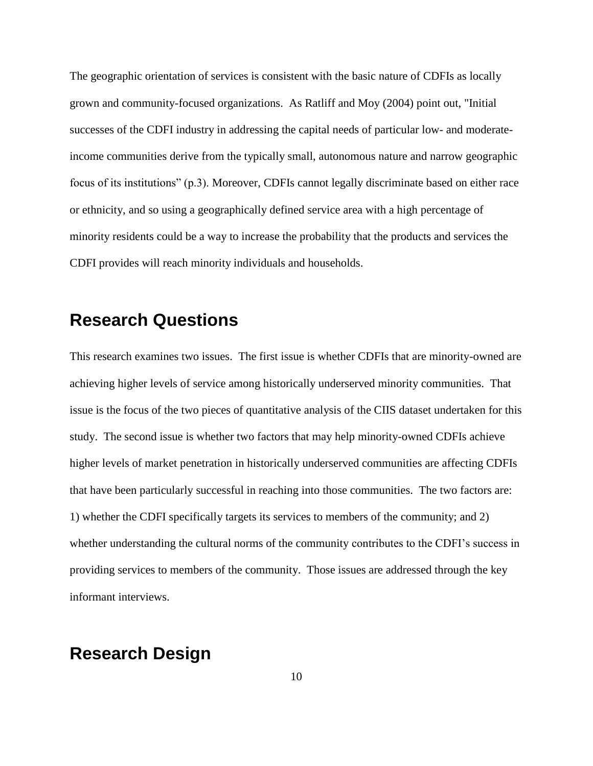The geographic orientation of services is consistent with the basic nature of CDFIs as locally grown and community-focused organizations. As Ratliff and Moy (2004) point out, "Initial successes of the CDFI industry in addressing the capital needs of particular low- and moderate-income communities derive from the typically small, autonomous nature and narrow geographic focus of its institutions" (p.3). Moreover, CDFIs cannot legally discriminate based on either race or ethnicity, and so using a geographically defined service area with a high percentage of minority residents could be a way to increase the probability that the products and services the CDFI provides will reach minority individuals and households.

## Research Questions

This research examines two issues. The first issue is whether CDFIs that are minority-owned are achieving higher levels of service among historically underserved minority communities. That issue is the focus of the two pieces of quantitative analysis of the CIIS dataset undertaken for this study. The second issue is whether two factors that may help minority-owned CDFIs achieve higher levels of market penetration in historically underserved communities are affecting CDFIs that have been particularly successful in reaching into those communities. The two factors are: 1) whether the CDFI specifically targets its services to members of the community; and 2) whether understanding the cultural norms of the community contributes to the CDFI's success in providing services to members of the community. Those issues are addressed through the key informant interviews.

## Research Design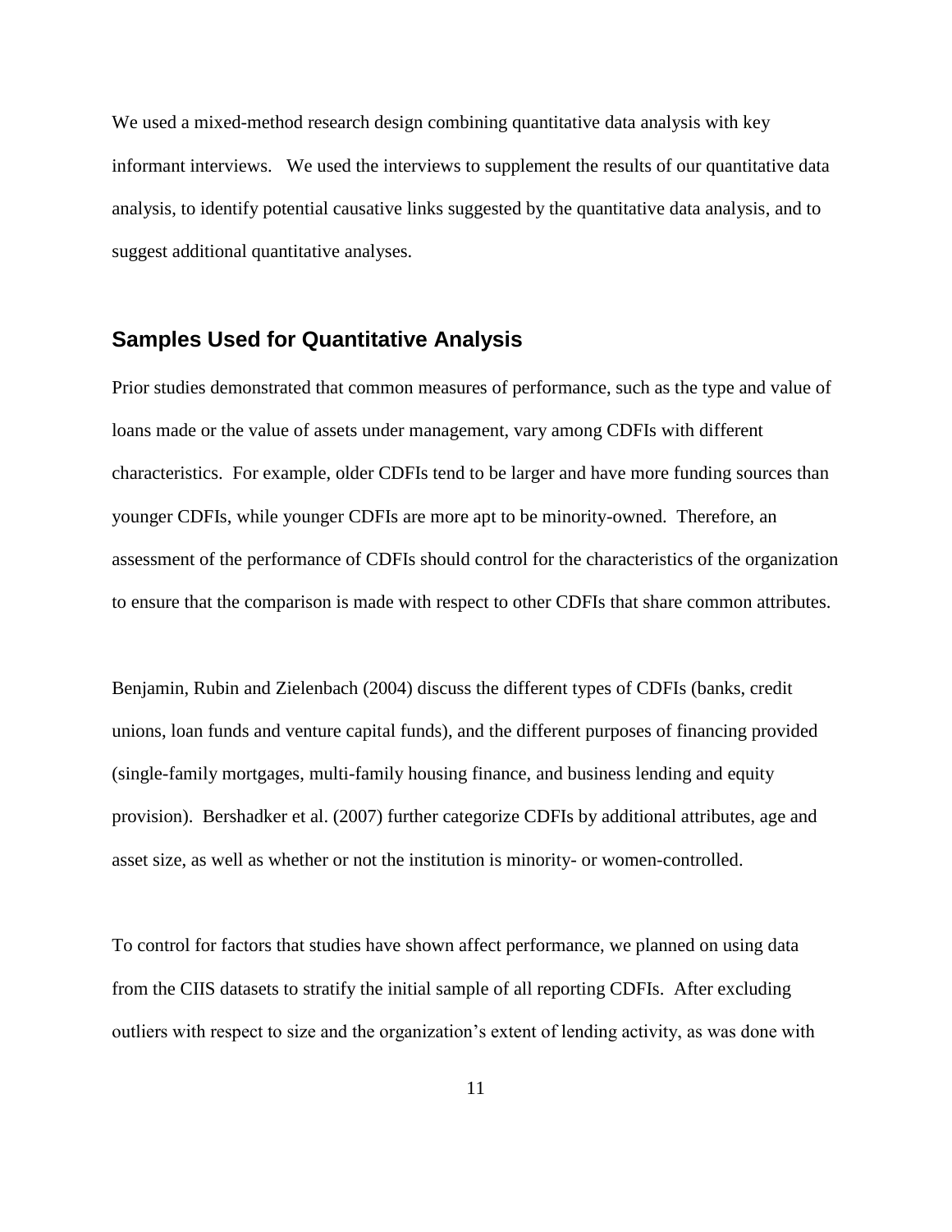We used a mixed-method research design combining quantitative data analysis with key informant interviews. We used the interviews to supplement the results of our quantitative data analysis, to identify potential causative links suggested by the quantitative data analysis, and to suggest additional quantitative analyses.

## Samples Used for Quantitative Analysis

Prior studies demonstrated that common measures of performance, such as the type and value of loans made or the value of assets under management, vary among CDFIs with different characteristics. For example, older CDFIs tend to be larger and have more funding sources than younger CDFIs, while younger CDFIs are more apt to be minority-owned. Therefore, an assessment of the performance of CDFIs should control for the characteristics of the organization to ensure that the comparison is made with respect to other CDFIs that share common attributes.

Benjamin, Rubin and Zielenbach (2004) discuss the different types of CDFIs (banks, credit unions, loan funds and venture capital funds), and the different purposes of financing provided (single-family mortgages, multi-family housing finance, and business lending and equity provision). Bershadker et al. (2007) further categorize CDFIs by additional attributes, age and asset size, as well as whether or not the institution is minority- or women-controlled.

To control for factors that studies have shown affect performance, we planned on using data from the CIIS datasets to stratify the initial sample of all reporting CDFIs. After excluding outliers with respect to size and the organization's extent of lending activity, as was done with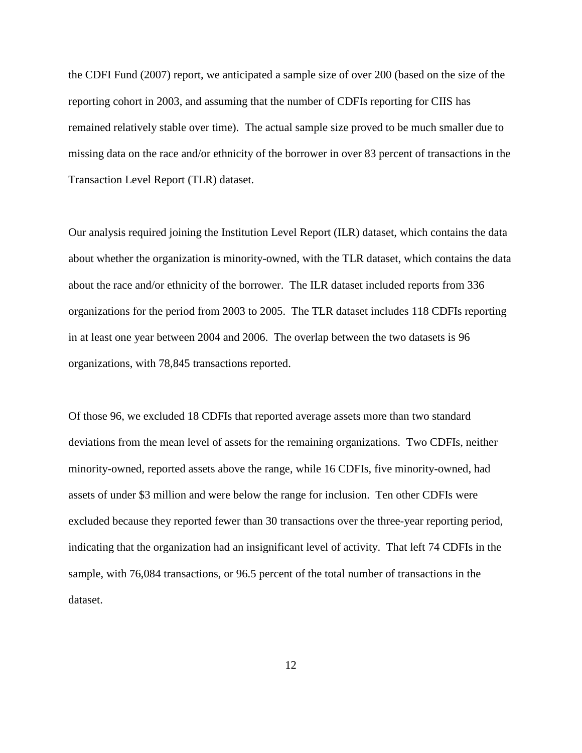the CDFI Fund (2007) report, we anticipated a sample size of over 200 (based on the size of the reporting cohort in 2003, and assuming that the number of CDFIs reporting for CIIS has remained relatively stable over time). The actual sample size proved to be much smaller due to missing data on the race and/or ethnicity of the borrower in over 83 percent of transactions in the Transaction Level Report (TLR) dataset.

Our analysis required joining the Institution Level Report (ILR) dataset, which contains the data about whether the organization is minority-owned, with the TLR dataset, which contains the data about the race and/or ethnicity of the borrower. The ILR dataset included reports from 336 organizations for the period from 2003 to 2005. The TLR dataset includes 118 CDFIs reporting in at least one year between 2004 and 2006. The overlap between the two datasets is 96 organizations, with 78,845 transactions reported.

Of those 96, we excluded 18 CDFIs that reported average assets more than two standard deviations from the mean level of assets for the remaining organizations. Two CDFIs, neither minority-owned, reported assets above the range, while 16 CDFIs, five minority-owned, had assets of under $3 million and were below the range for inclusion. Ten other CDFIs were excluded because they reported fewer than 30 transactions over the three-year reporting period, indicating that the organization had an insignificant level of activity. That left 74 CDFIs in the sample, with 76,084 transactions, or 96.5 percent of the total number of transactions in the dataset.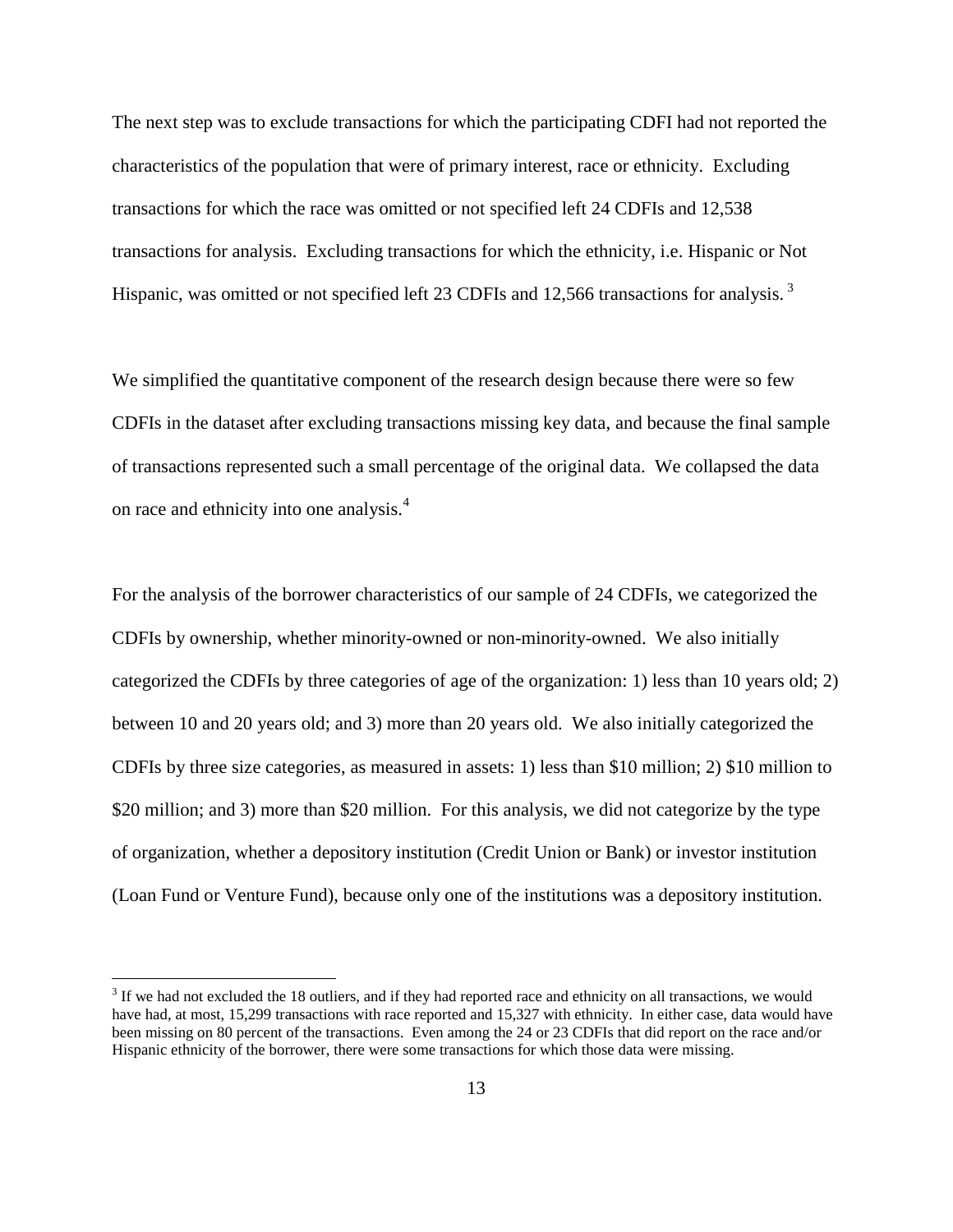The next step was to exclude transactions for which the participating CDFI had not reported the characteristics of the population that were of primary interest, race or ethnicity. Excluding transactions for which the race was omitted or not specified left 24 CDFIs and 12,538 transactions for analysis. Excluding transactions for which the ethnicity, i.e. Hispanic or Not Hispanic, was omitted or not specified left 23 CDFIs and 12,566 transactions for analysis. [3]

We simplified the quantitative component of the research design because there were so few CDFIs in the dataset after excluding transactions missing key data, and because the final sample of transactions represented such a small percentage of the original data. We collapsed the data on race and ethnicity into one analysis.[4]

For the analysis of the borrower characteristics of our sample of 24 CDFIs, we categorized the CDFIs by ownership, whether minority-owned or non-minority-owned. We also initially categorized the CDFIs by three categories of age of the organization: 1) less than 10 years old; 2) between 10 and 20 years old; and 3) more than 20 years old. We also initially categorized the CDFIs by three size categories, as measured in assets: 1) less than $10 million; 2) $10 million to $20 million; and 3) more than $20 million. For this analysis, we did not categorize by the type of organization, whether a depository institution (Credit Union or Bank) or investor institution (Loan Fund or Venture Fund), because only one of the institutions was a depository institution.

[3] If we had not excluded the 18 outliers, and if they had reported race and ethnicity on all transactions, we would have had, at most, 15,299 transactions with race reported and 15,327 with ethnicity. In either case, data would have been missing on 80 percent of the transactions. Even among the 24 or 23 CDFIs that did report on the race and/or Hispanic ethnicity of the borrower, there were some transactions for which those data were missing.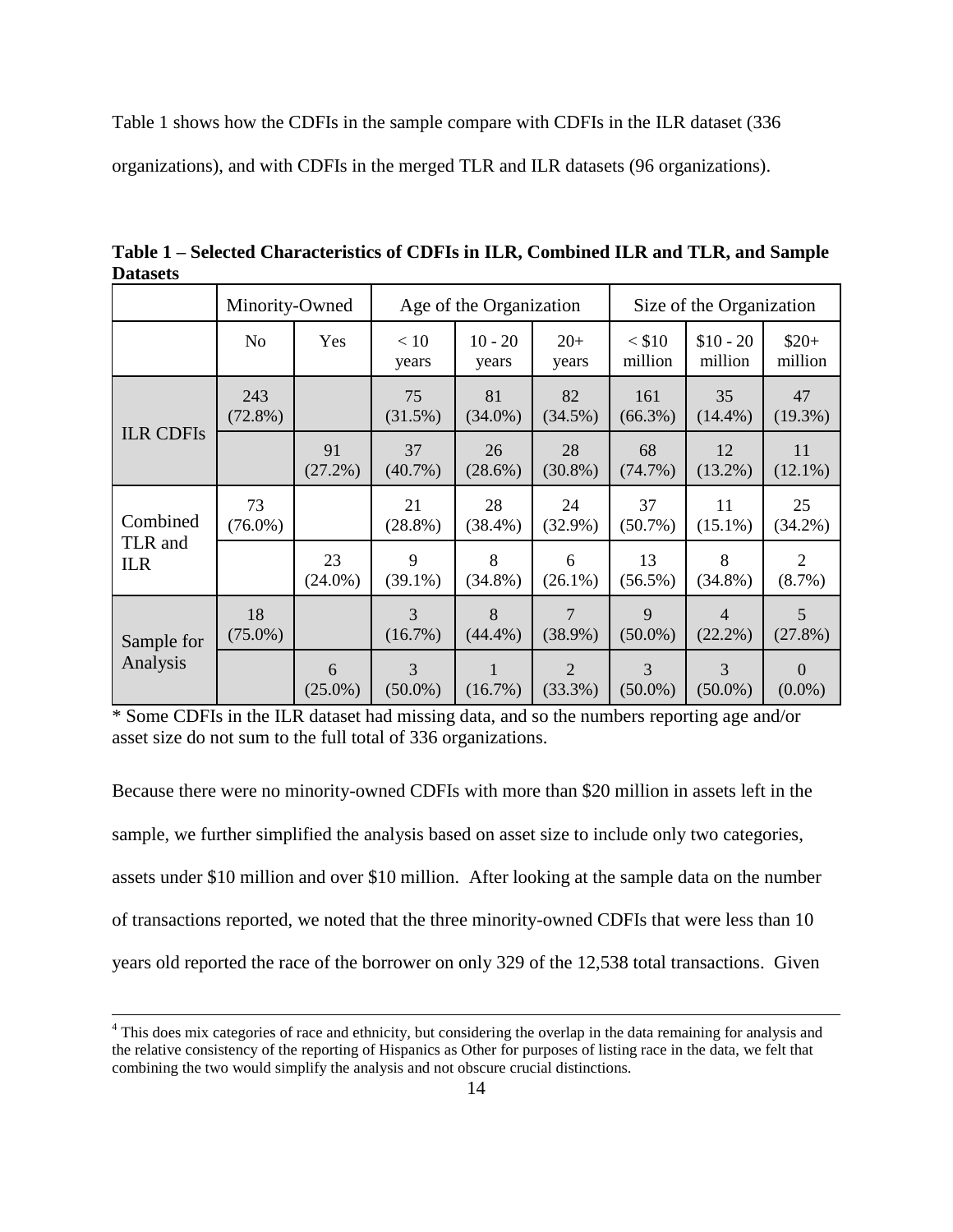Table 1 shows how the CDFIs in the sample compare with CDFIs in the ILR dataset (336 organizations), and with CDFIs in the merged TLR and ILR datasets (96 organizations).

**Table 1 – Selected Characteristics of CDFIs in ILR, Combined ILR and TLR, and Sample Datasets**

| | Minority-Owned | | Age of the Organization | | | Size of the Organization | | |
|---|---|---|---|---|---|---|---|---|
| | No | Yes | < 10 years | 10 - 20 years | 20+ years | < $10 million | $10 - 20 million | $20+ million |
| ILR CDFIs | 243 (72.8%) | | 75 (31.5%) | 81 (34.0%) | 82 (34.5%) | 161 (66.3%) | 35 (14.4%) | 47 (19.3%) |
| | | 91 (27.2%) | 37 (40.7%) | 26 (28.6%) | 28 (30.8%) | 68 (74.7%) | 12 (13.2%) | 11 (12.1%) |
| Combined TLR and ILR | 73 (76.0%) | | 21 (28.8%) | 28 (38.4%) | 24 (32.9%) | 37 (50.7%) | 11 (15.1%) | 25 (34.2%) |
| | | 23 (24.0%) | 9 (39.1%) | 8 (34.8%) | 6 (26.1%) | 13 (56.5%) | 8 (34.8%) | 2 (8.7%) |
| Sample for Analysis | 18 (75.0%) | | 3 (16.7%) | 8 (44.4%) | 7 (38.9%) | 9 (50.0%) | 4 (22.2%) | 5 (27.8%) |
| | | 6 (25.0%) | 3 (50.0%) | 1 (16.7%) | 2 (33.3%) | 3 (50.0%) | 3 (50.0%) | 0 (0.0%) |

* Some CDFIs in the ILR dataset had missing data, and so the numbers reporting age and/or asset size do not sum to the full total of 336 organizations.

Because there were no minority-owned CDFIs with more than $20 million in assets left in the sample, we further simplified the analysis based on asset size to include only two categories, assets under $10 million and over $10 million. After looking at the sample data on the number of transactions reported, we noted that the three minority-owned CDFIs that were less than 10 years old reported the race of the borrower on only 329 of the 12,538 total transactions. Given

[4] This does mix categories of race and ethnicity, but considering the overlap in the data remaining for analysis and the relative consistency of the reporting of Hispanics as Other for purposes of listing race in the data, we felt that combining the two would simplify the analysis and not obscure crucial distinctions.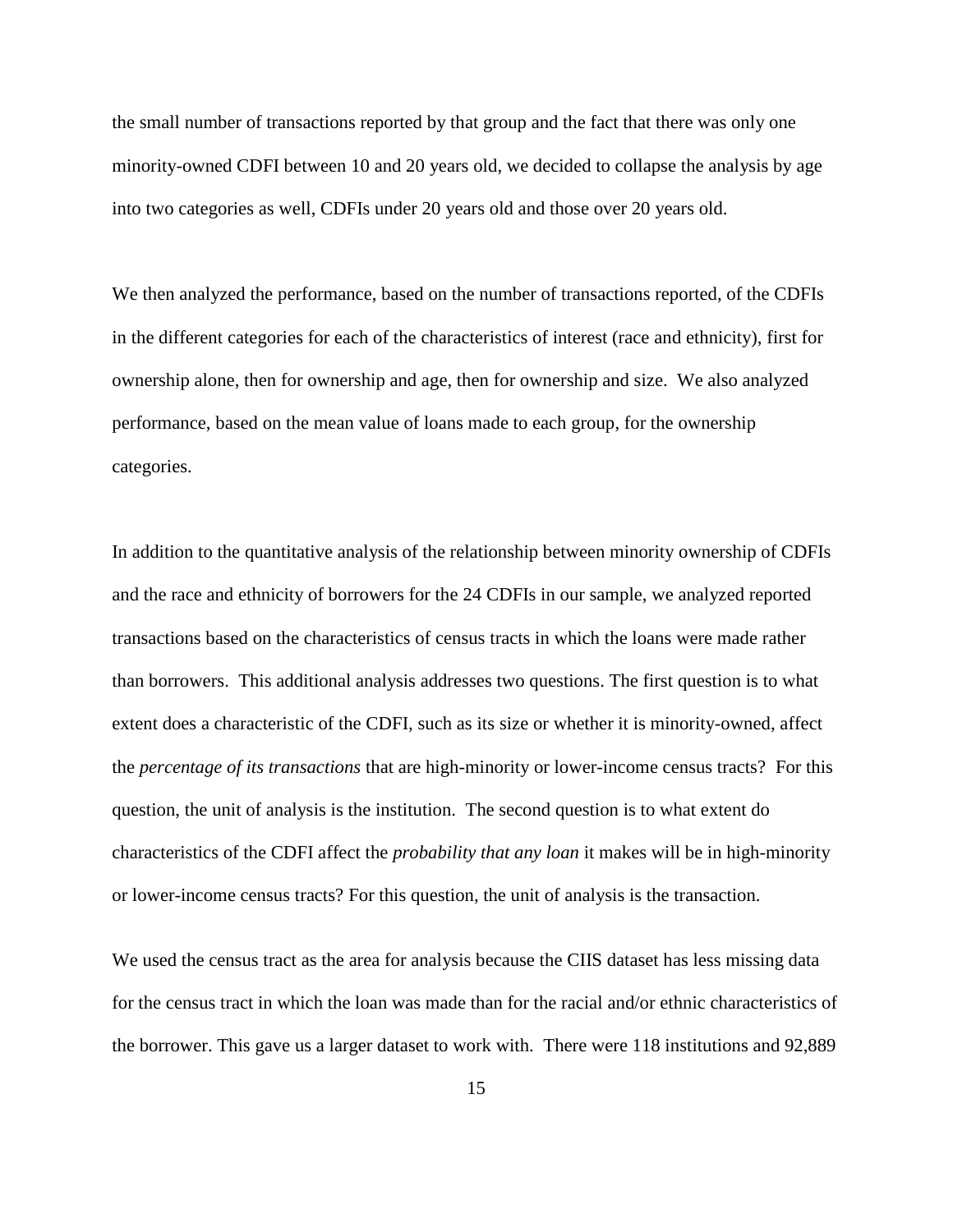the small number of transactions reported by that group and the fact that there was only one minority-owned CDFI between 10 and 20 years old, we decided to collapse the analysis by age into two categories as well, CDFIs under 20 years old and those over 20 years old.

We then analyzed the performance, based on the number of transactions reported, of the CDFIs in the different categories for each of the characteristics of interest (race and ethnicity), first for ownership alone, then for ownership and age, then for ownership and size. We also analyzed performance, based on the mean value of loans made to each group, for the ownership categories.

In addition to the quantitative analysis of the relationship between minority ownership of CDFIs and the race and ethnicity of borrowers for the 24 CDFIs in our sample, we analyzed reported transactions based on the characteristics of census tracts in which the loans were made rather than borrowers. This additional analysis addresses two questions. The first question is to what extent does a characteristic of the CDFI, such as its size or whether it is minority-owned, affect the *percentage of its transactions* that are high-minority or lower-income census tracts? For this question, the unit of analysis is the institution. The second question is to what extent do characteristics of the CDFI affect the *probability that any loan* it makes will be in high-minority or lower-income census tracts? For this question, the unit of analysis is the transaction.

We used the census tract as the area for analysis because the CIIS dataset has less missing data for the census tract in which the loan was made than for the racial and/or ethnic characteristics of the borrower. This gave us a larger dataset to work with. There were 118 institutions and 92,889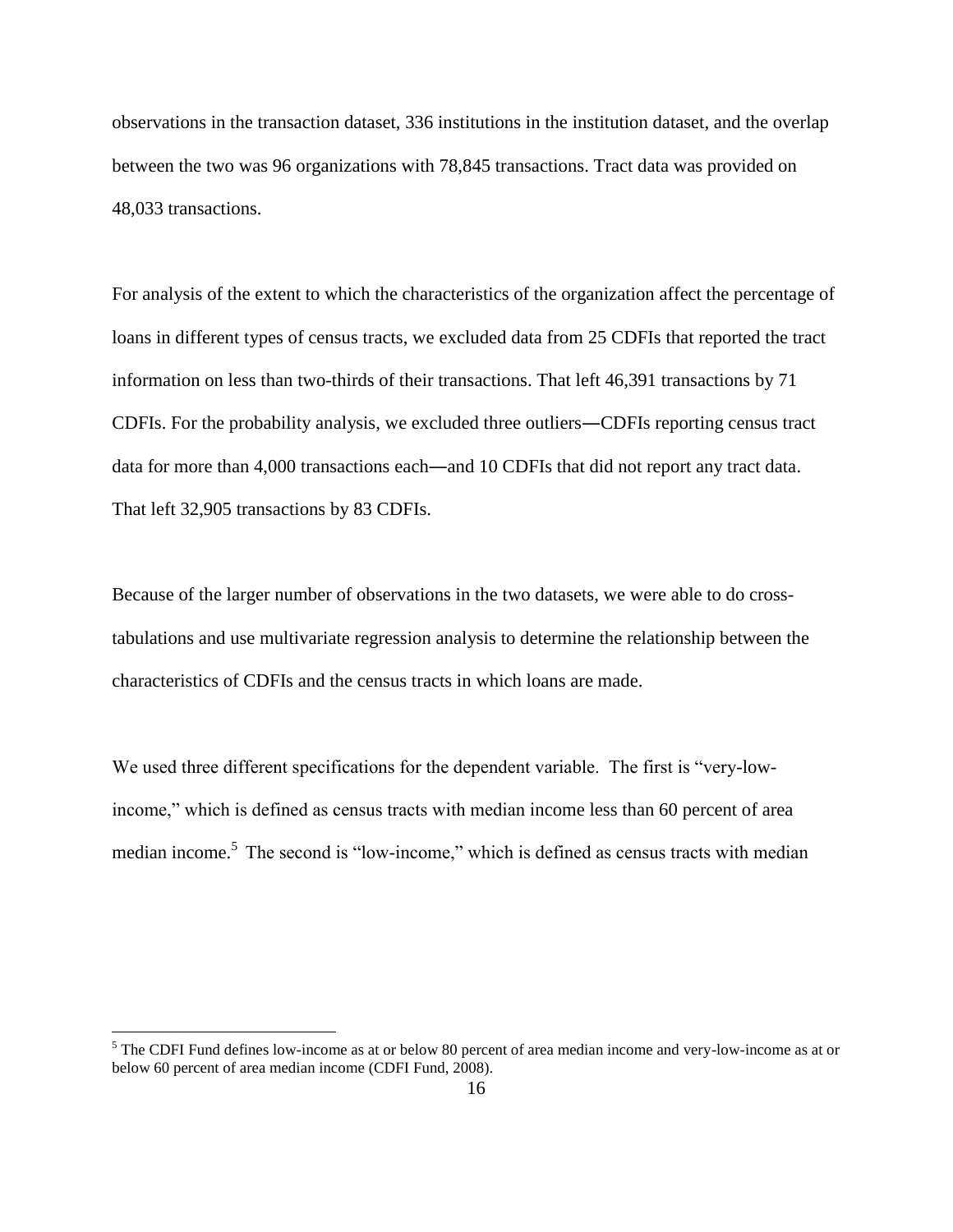observations in the transaction dataset, 336 institutions in the institution dataset, and the overlap between the two was 96 organizations with 78,845 transactions. Tract data was provided on 48,033 transactions.

For analysis of the extent to which the characteristics of the organization affect the percentage of loans in different types of census tracts, we excluded data from 25 CDFIs that reported the tract information on less than two-thirds of their transactions. That left 46,391 transactions by 71 CDFIs. For the probability analysis, we excluded three outliers—CDFIs reporting census tract data for more than 4,000 transactions each—and 10 CDFIs that did not report any tract data. That left 32,905 transactions by 83 CDFIs.

Because of the larger number of observations in the two datasets, we were able to do cross-tabulations and use multivariate regression analysis to determine the relationship between the characteristics of CDFIs and the census tracts in which loans are made.

We used three different specifications for the dependent variable. The first is "very-low-income," which is defined as census tracts with median income less than 60 percent of area median income.[5] The second is "low-income," which is defined as census tracts with median

[5] The CDFI Fund defines low-income as at or below 80 percent of area median income and very-low-income as at or below 60 percent of area median income (CDFI Fund, 2008).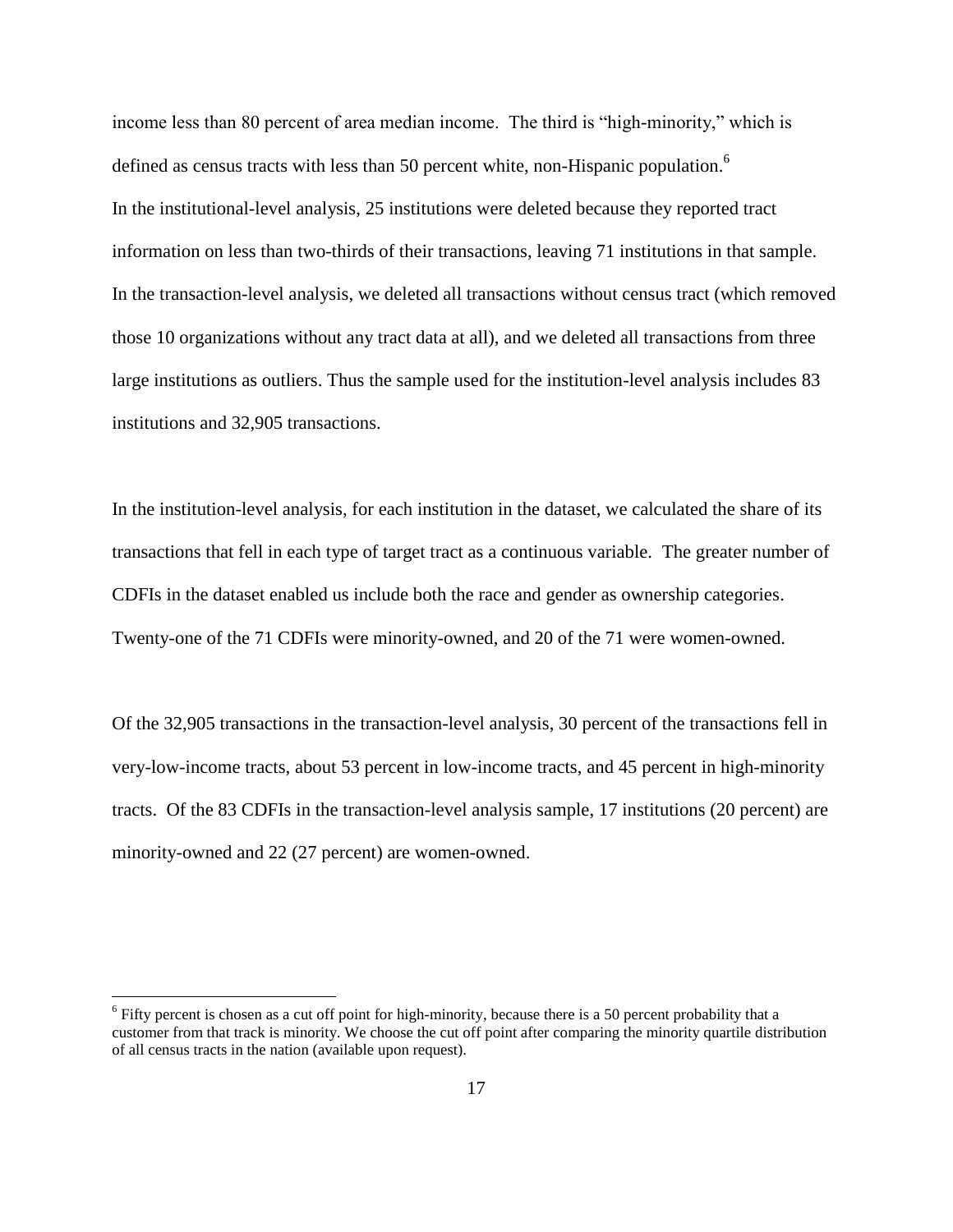income less than 80 percent of area median income. The third is "high-minority," which is defined as census tracts with less than 50 percent white, non-Hispanic population.[6]

In the institutional-level analysis, 25 institutions were deleted because they reported tract information on less than two-thirds of their transactions, leaving 71 institutions in that sample. In the transaction-level analysis, we deleted all transactions without census tract (which removed those 10 organizations without any tract data at all), and we deleted all transactions from three large institutions as outliers. Thus the sample used for the institution-level analysis includes 83 institutions and 32,905 transactions.

In the institution-level analysis, for each institution in the dataset, we calculated the share of its transactions that fell in each type of target tract as a continuous variable. The greater number of CDFIs in the dataset enabled us include both the race and gender as ownership categories. Twenty-one of the 71 CDFIs were minority-owned, and 20 of the 71 were women-owned.

Of the 32,905 transactions in the transaction-level analysis, 30 percent of the transactions fell in very-low-income tracts, about 53 percent in low-income tracts, and 45 percent in high-minority tracts. Of the 83 CDFIs in the transaction-level analysis sample, 17 institutions (20 percent) are minority-owned and 22 (27 percent) are women-owned.

[6] Fifty percent is chosen as a cut off point for high-minority, because there is a 50 percent probability that a customer from that track is minority. We choose the cut off point after comparing the minority quartile distribution of all census tracts in the nation (available upon request).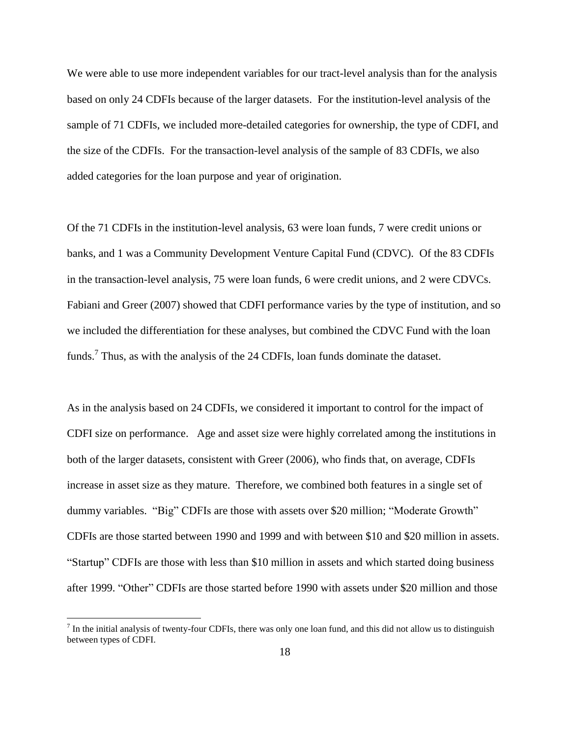We were able to use more independent variables for our tract-level analysis than for the analysis based on only 24 CDFIs because of the larger datasets. For the institution-level analysis of the sample of 71 CDFIs, we included more-detailed categories for ownership, the type of CDFI, and the size of the CDFIs. For the transaction-level analysis of the sample of 83 CDFIs, we also added categories for the loan purpose and year of origination.

Of the 71 CDFIs in the institution-level analysis, 63 were loan funds, 7 were credit unions or banks, and 1 was a Community Development Venture Capital Fund (CDVC). Of the 83 CDFIs in the transaction-level analysis, 75 were loan funds, 6 were credit unions, and 2 were CDVCs. Fabiani and Greer (2007) showed that CDFI performance varies by the type of institution, and so we included the differentiation for these analyses, but combined the CDVC Fund with the loan funds.[7] Thus, as with the analysis of the 24 CDFIs, loan funds dominate the dataset.

As in the analysis based on 24 CDFIs, we considered it important to control for the impact of CDFI size on performance. Age and asset size were highly correlated among the institutions in both of the larger datasets, consistent with Greer (2006), who finds that, on average, CDFIs increase in asset size as they mature. Therefore, we combined both features in a single set of dummy variables. "Big" CDFIs are those with assets over \$20 million; "Moderate Growth" CDFIs are those started between 1990 and 1999 and with between \$10 and \$20 million in assets. "Startup" CDFIs are those with less than \$10 million in assets and which started doing business after 1999. "Other" CDFIs are those started before 1990 with assets under \$20 million and those

[7] In the initial analysis of twenty-four CDFIs, there was only one loan fund, and this did not allow us to distinguish between types of CDFI.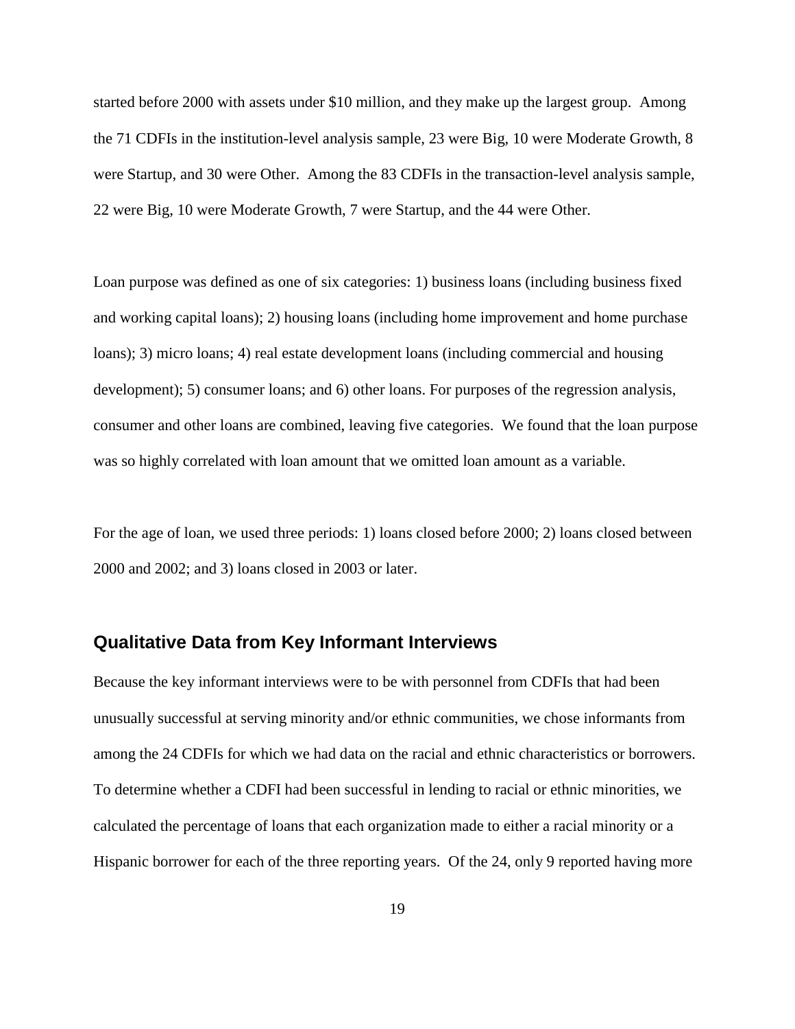started before 2000 with assets under $10 million, and they make up the largest group. Among the 71 CDFIs in the institution-level analysis sample, 23 were Big, 10 were Moderate Growth, 8 were Startup, and 30 were Other. Among the 83 CDFIs in the transaction-level analysis sample, 22 were Big, 10 were Moderate Growth, 7 were Startup, and the 44 were Other.

Loan purpose was defined as one of six categories: 1) business loans (including business fixed and working capital loans); 2) housing loans (including home improvement and home purchase loans); 3) micro loans; 4) real estate development loans (including commercial and housing development); 5) consumer loans; and 6) other loans. For purposes of the regression analysis, consumer and other loans are combined, leaving five categories. We found that the loan purpose was so highly correlated with loan amount that we omitted loan amount as a variable.

For the age of loan, we used three periods: 1) loans closed before 2000; 2) loans closed between 2000 and 2002; and 3) loans closed in 2003 or later.

## Qualitative Data from Key Informant Interviews

Because the key informant interviews were to be with personnel from CDFIs that had been unusually successful at serving minority and/or ethnic communities, we chose informants from among the 24 CDFIs for which we had data on the racial and ethnic characteristics or borrowers. To determine whether a CDFI had been successful in lending to racial or ethnic minorities, we calculated the percentage of loans that each organization made to either a racial minority or a Hispanic borrower for each of the three reporting years. Of the 24, only 9 reported having more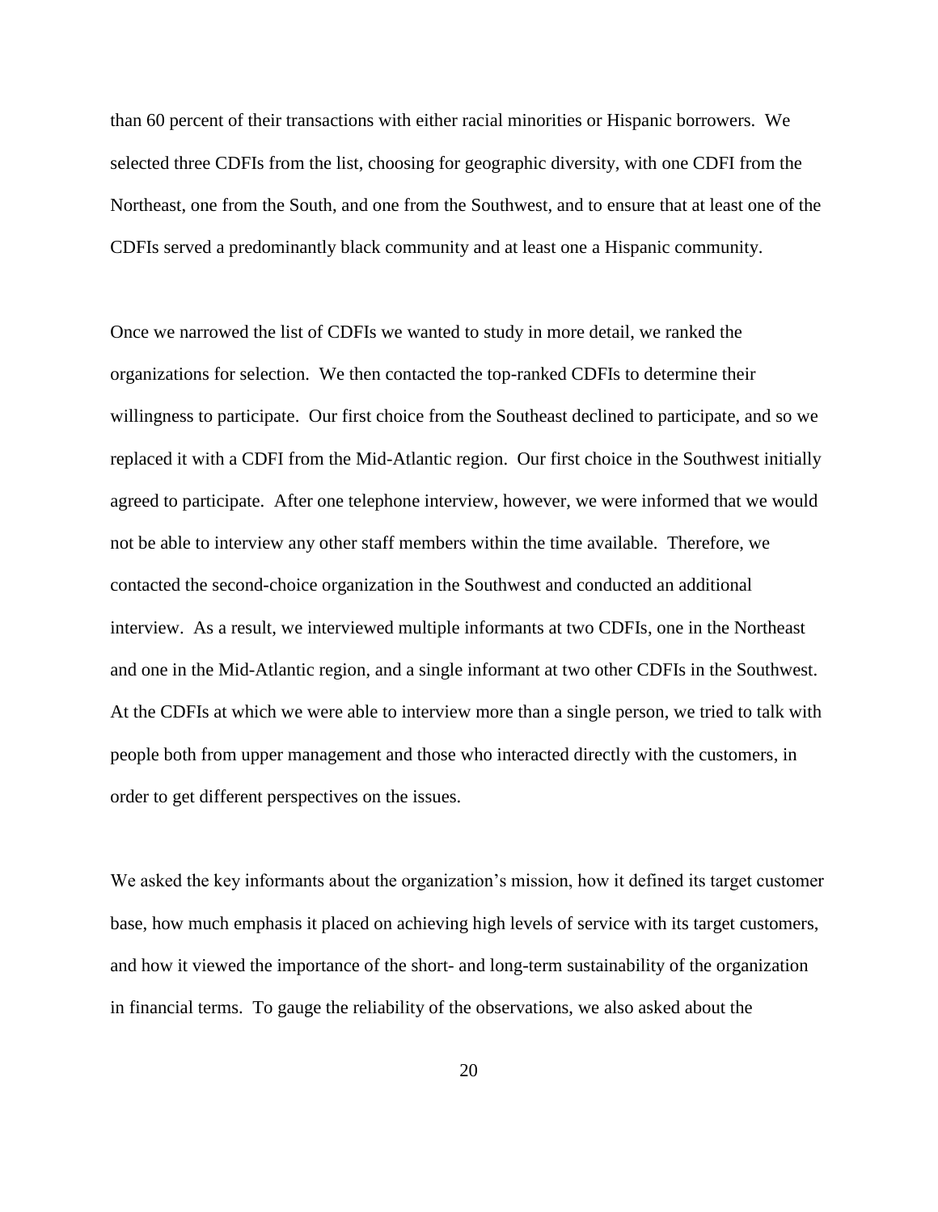than 60 percent of their transactions with either racial minorities or Hispanic borrowers. We selected three CDFIs from the list, choosing for geographic diversity, with one CDFI from the Northeast, one from the South, and one from the Southwest, and to ensure that at least one of the CDFIs served a predominantly black community and at least one a Hispanic community.

Once we narrowed the list of CDFIs we wanted to study in more detail, we ranked the organizations for selection. We then contacted the top-ranked CDFIs to determine their willingness to participate. Our first choice from the Southeast declined to participate, and so we replaced it with a CDFI from the Mid-Atlantic region. Our first choice in the Southwest initially agreed to participate. After one telephone interview, however, we were informed that we would not be able to interview any other staff members within the time available. Therefore, we contacted the second-choice organization in the Southwest and conducted an additional interview. As a result, we interviewed multiple informants at two CDFIs, one in the Northeast and one in the Mid-Atlantic region, and a single informant at two other CDFIs in the Southwest. At the CDFIs at which we were able to interview more than a single person, we tried to talk with people both from upper management and those who interacted directly with the customers, in order to get different perspectives on the issues.

We asked the key informants about the organization's mission, how it defined its target customer base, how much emphasis it placed on achieving high levels of service with its target customers, and how it viewed the importance of the short- and long-term sustainability of the organization in financial terms. To gauge the reliability of the observations, we also asked about the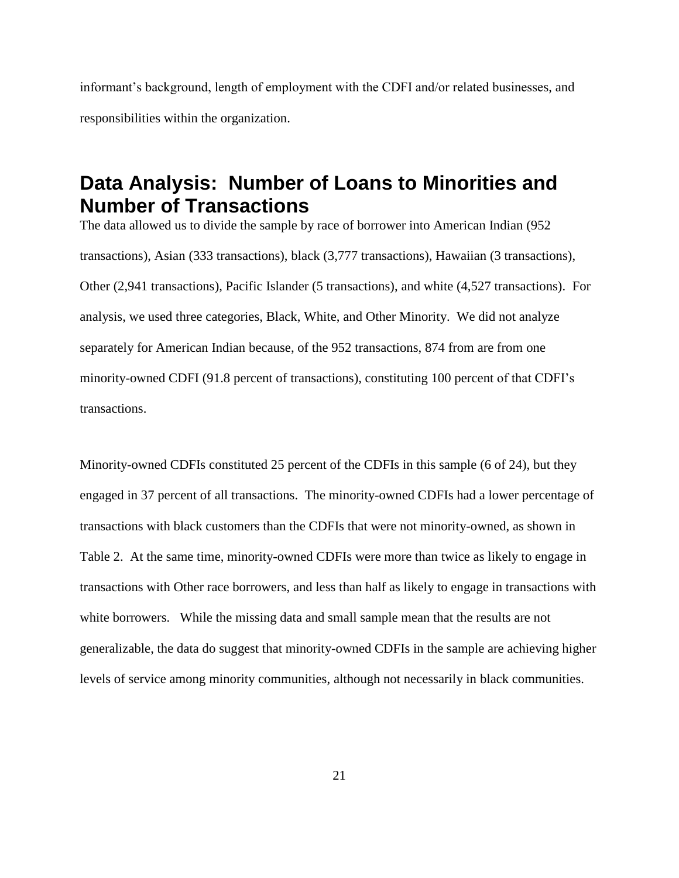informant's background, length of employment with the CDFI and/or related businesses, and responsibilities within the organization.

## Data Analysis: Number of Loans to Minorities and Number of Transactions

The data allowed us to divide the sample by race of borrower into American Indian (952 transactions), Asian (333 transactions), black (3,777 transactions), Hawaiian (3 transactions), Other (2,941 transactions), Pacific Islander (5 transactions), and white (4,527 transactions). For analysis, we used three categories, Black, White, and Other Minority. We did not analyze separately for American Indian because, of the 952 transactions, 874 from are from one minority-owned CDFI (91.8 percent of transactions), constituting 100 percent of that CDFI's transactions.

Minority-owned CDFIs constituted 25 percent of the CDFIs in this sample (6 of 24), but they engaged in 37 percent of all transactions. The minority-owned CDFIs had a lower percentage of transactions with black customers than the CDFIs that were not minority-owned, as shown in Table 2. At the same time, minority-owned CDFIs were more than twice as likely to engage in transactions with Other race borrowers, and less than half as likely to engage in transactions with white borrowers. While the missing data and small sample mean that the results are not generalizable, the data do suggest that minority-owned CDFIs in the sample are achieving higher levels of service among minority communities, although not necessarily in black communities.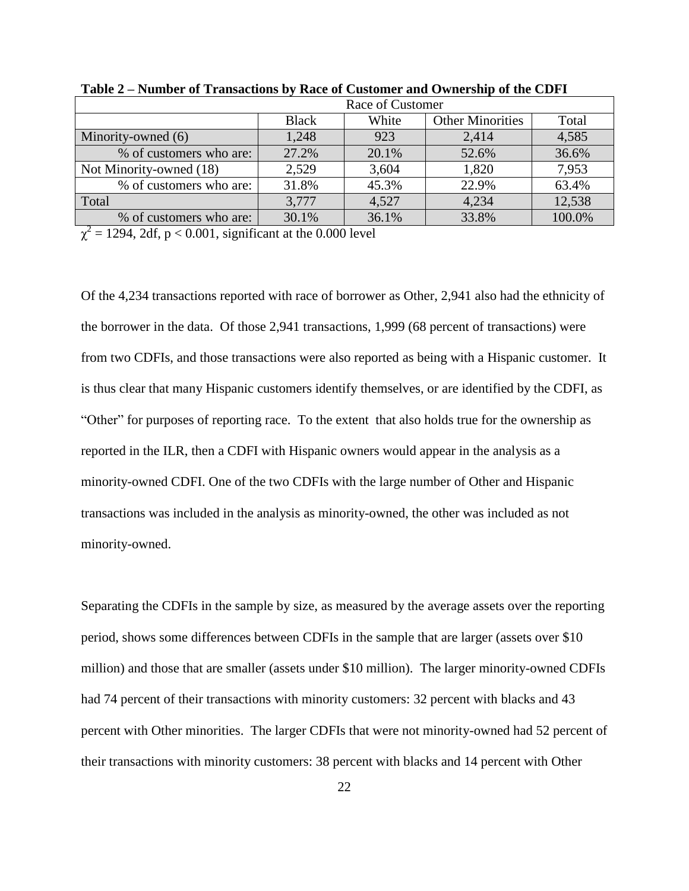**Table 2 – Number of Transactions by Race of Customer and Ownership of the CDFI**

| | Race of Customer | | | |
|---|---|---|---|---|
| | Black | White | Other Minorities | Total |
| Minority-owned (6) | 1,248 | 923 | 2,414 | 4,585 |
| % of customers who are: | 27.2% | 20.1% | 52.6% | 36.6% |
| Not Minority-owned (18) | 2,529 | 3,604 | 1,820 | 7,953 |
| % of customers who are: | 31.8% | 45.3% | 22.9% | 63.4% |
| Total | 3,777 | 4,527 | 4,234 | 12,538 |
| % of customers who are: | 30.1% | 36.1% | 33.8% | 100.0% |

$\chi^2 = 1294$, 2df, $p < 0.001$, significant at the 0.000 level

Of the 4,234 transactions reported with race of borrower as Other, 2,941 also had the ethnicity of the borrower in the data. Of those 2,941 transactions, 1,999 (68 percent of transactions) were from two CDFIs, and those transactions were also reported as being with a Hispanic customer. It is thus clear that many Hispanic customers identify themselves, or are identified by the CDFI, as "Other" for purposes of reporting race. To the extent that also holds true for the ownership as reported in the ILR, then a CDFI with Hispanic owners would appear in the analysis as a minority-owned CDFI. One of the two CDFIs with the large number of Other and Hispanic transactions was included in the analysis as minority-owned, the other was included as not minority-owned.

Separating the CDFIs in the sample by size, as measured by the average assets over the reporting period, shows some differences between CDFIs in the sample that are larger (assets over $10 million) and those that are smaller (assets under $10 million). The larger minority-owned CDFIs had 74 percent of their transactions with minority customers: 32 percent with blacks and 43 percent with Other minorities. The larger CDFIs that were not minority-owned had 52 percent of their transactions with minority customers: 38 percent with blacks and 14 percent with Other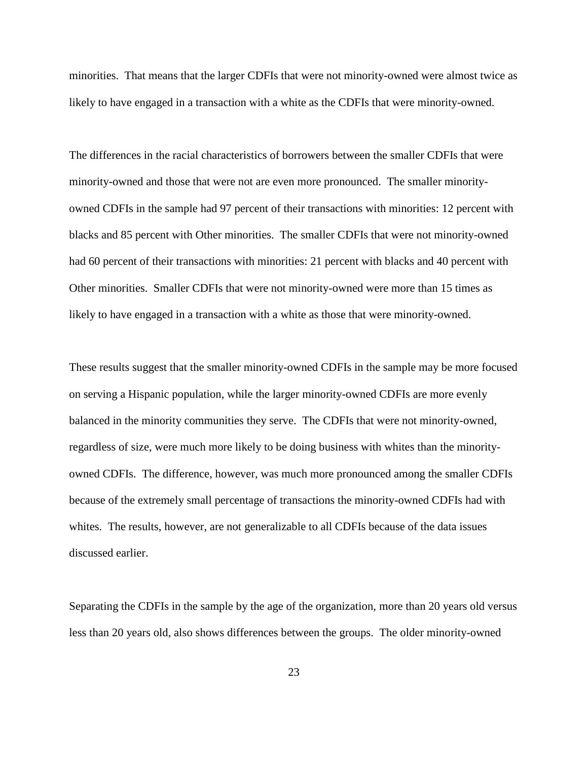minorities. That means that the larger CDFIs that were not minority-owned were almost twice as likely to have engaged in a transaction with a white as the CDFIs that were minority-owned.

The differences in the racial characteristics of borrowers between the smaller CDFIs that were minority-owned and those that were not are even more pronounced. The smaller minority-owned CDFIs in the sample had 97 percent of their transactions with minorities: 12 percent with blacks and 85 percent with Other minorities. The smaller CDFIs that were not minority-owned had 60 percent of their transactions with minorities: 21 percent with blacks and 40 percent with Other minorities. Smaller CDFIs that were not minority-owned were more than 15 times as likely to have engaged in a transaction with a white as those that were minority-owned.

These results suggest that the smaller minority-owned CDFIs in the sample may be more focused on serving a Hispanic population, while the larger minority-owned CDFIs are more evenly balanced in the minority communities they serve. The CDFIs that were not minority-owned, regardless of size, were much more likely to be doing business with whites than the minority-owned CDFIs. The difference, however, was much more pronounced among the smaller CDFIs because of the extremely small percentage of transactions the minority-owned CDFIs had with whites. The results, however, are not generalizable to all CDFIs because of the data issues discussed earlier.

Separating the CDFIs in the sample by the age of the organization, more than 20 years old versus less than 20 years old, also shows differences between the groups. The older minority-owned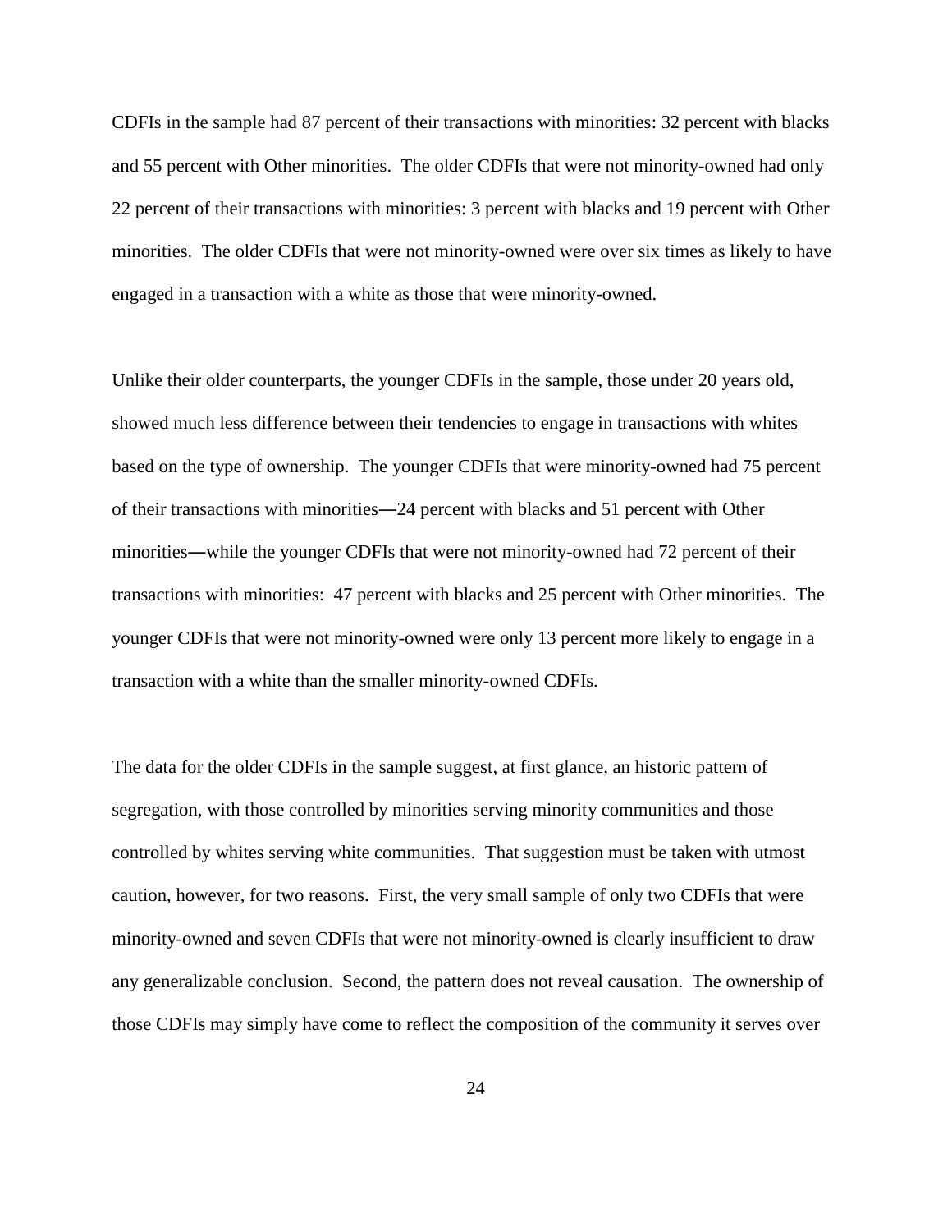CDFIs in the sample had 87 percent of their transactions with minorities: 32 percent with blacks and 55 percent with Other minorities. The older CDFIs that were not minority-owned had only 22 percent of their transactions with minorities: 3 percent with blacks and 19 percent with Other minorities. The older CDFIs that were not minority-owned were over six times as likely to have engaged in a transaction with a white as those that were minority-owned.

Unlike their older counterparts, the younger CDFIs in the sample, those under 20 years old, showed much less difference between their tendencies to engage in transactions with whites based on the type of ownership. The younger CDFIs that were minority-owned had 75 percent of their transactions with minorities—24 percent with blacks and 51 percent with Other minorities—while the younger CDFIs that were not minority-owned had 72 percent of their transactions with minorities: 47 percent with blacks and 25 percent with Other minorities. The younger CDFIs that were not minority-owned were only 13 percent more likely to engage in a transaction with a white than the smaller minority-owned CDFIs.

The data for the older CDFIs in the sample suggest, at first glance, an historic pattern of segregation, with those controlled by minorities serving minority communities and those controlled by whites serving white communities. That suggestion must be taken with utmost caution, however, for two reasons. First, the very small sample of only two CDFIs that were minority-owned and seven CDFIs that were not minority-owned is clearly insufficient to draw any generalizable conclusion. Second, the pattern does not reveal causation. The ownership of those CDFIs may simply have come to reflect the composition of the community it serves over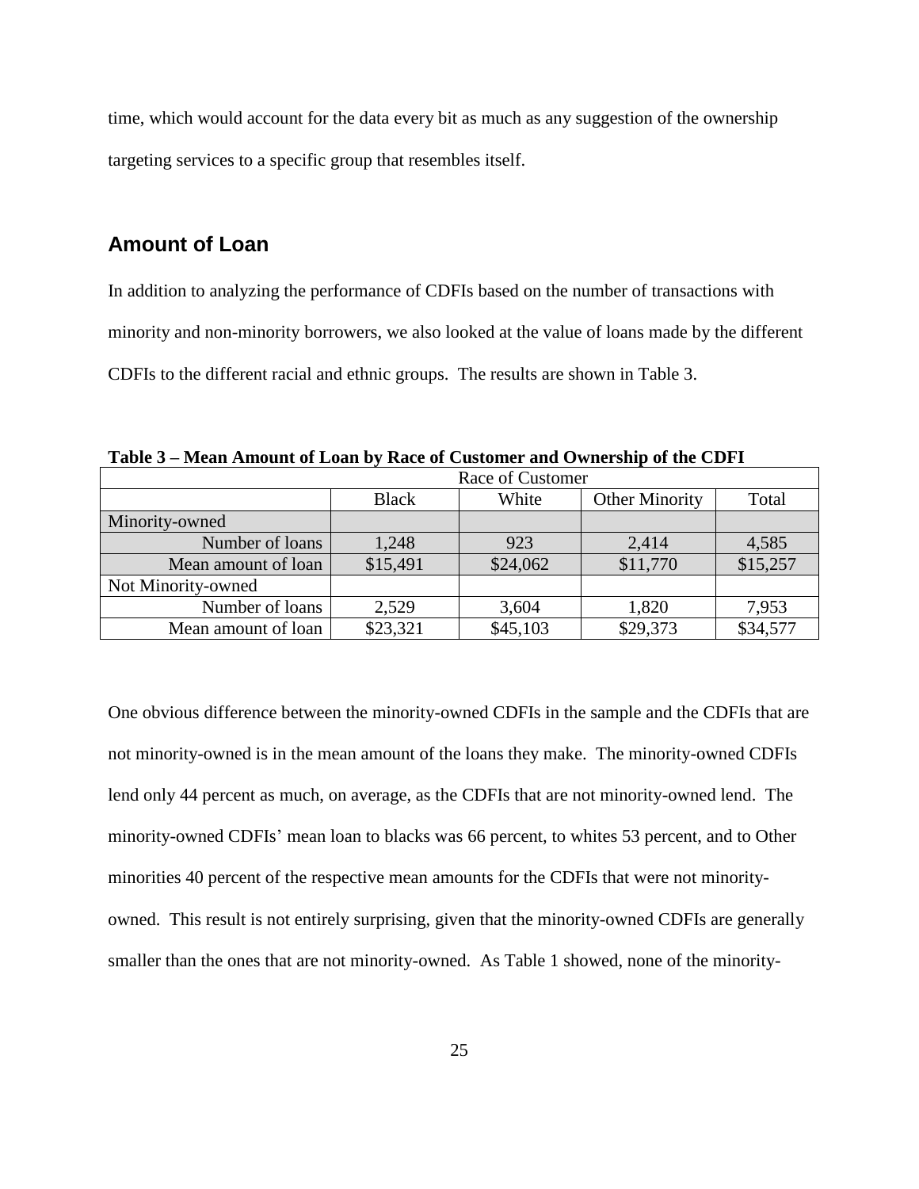time, which would account for the data every bit as much as any suggestion of the ownership targeting services to a specific group that resembles itself.

## Amount of Loan

In addition to analyzing the performance of CDFIs based on the number of transactions with minority and non-minority borrowers, we also looked at the value of loans made by the different CDFIs to the different racial and ethnic groups. The results are shown in Table 3.

**Table 3 – Mean Amount of Loan by Race of Customer and Ownership of the CDFI**

| | Race of Customer | | | |
|---|---|---|---|---|
| | Black | White | Other Minority | Total |
| Minority-owned | | | | |
| Number of loans | 1,248 | 923 | 2,414 | 4,585 |
| Mean amount of loan | $15,491 | $24,062 | $11,770 | $15,257 |
| Not Minority-owned | | | | |
| Number of loans | 2,529 | 3,604 | 1,820 | 7,953 |
| Mean amount of loan | $23,321 | $45,103 | $29,373 | $34,577 |

One obvious difference between the minority-owned CDFIs in the sample and the CDFIs that are not minority-owned is in the mean amount of the loans they make. The minority-owned CDFIs lend only 44 percent as much, on average, as the CDFIs that are not minority-owned lend. The minority-owned CDFIs' mean loan to blacks was 66 percent, to whites 53 percent, and to Other minorities 40 percent of the respective mean amounts for the CDFIs that were not minority-owned. This result is not entirely surprising, given that the minority-owned CDFIs are generally smaller than the ones that are not minority-owned. As Table 1 showed, none of the minority-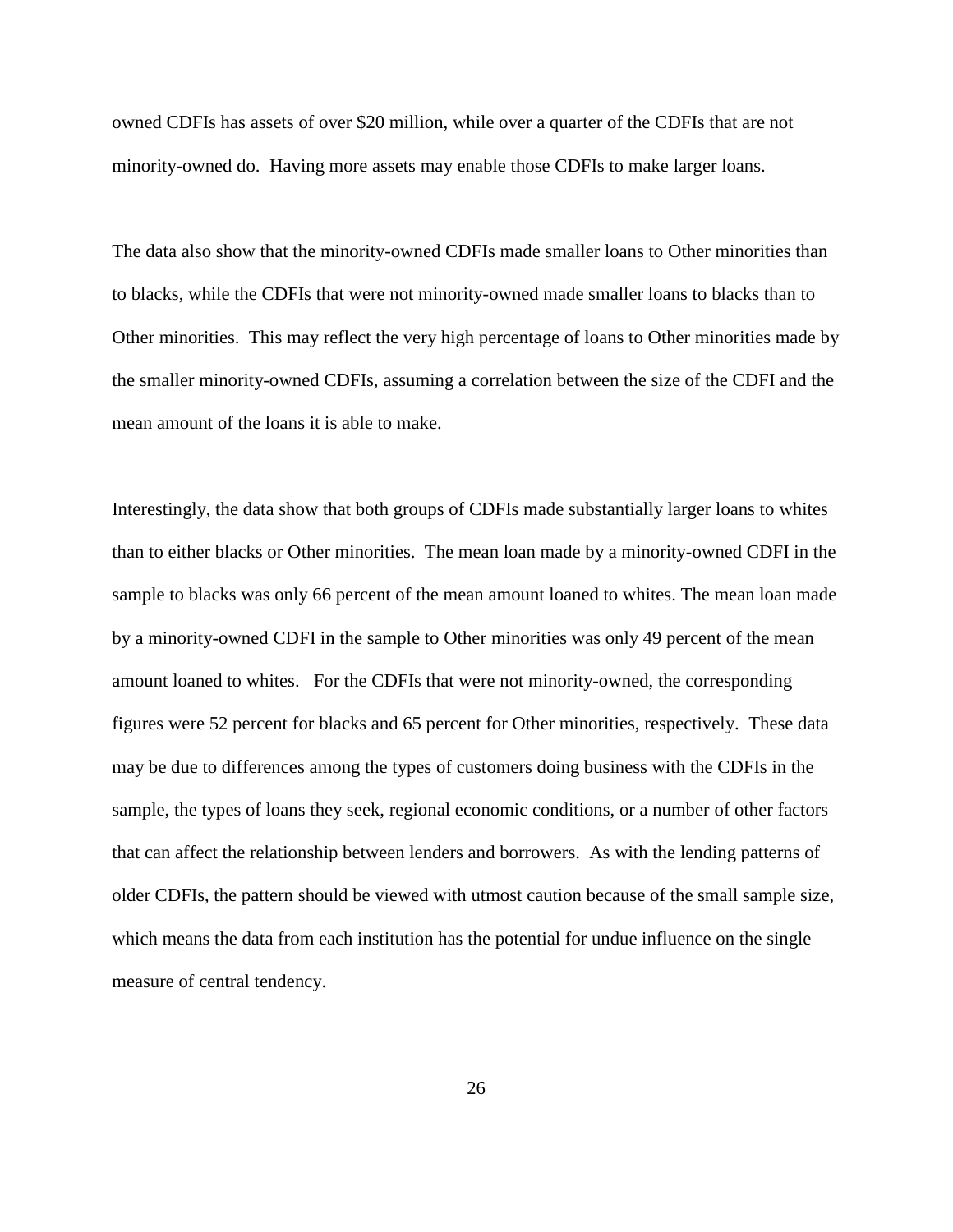owned CDFIs has assets of over $20 million, while over a quarter of the CDFIs that are not minority-owned do. Having more assets may enable those CDFIs to make larger loans.

The data also show that the minority-owned CDFIs made smaller loans to Other minorities than to blacks, while the CDFIs that were not minority-owned made smaller loans to blacks than to Other minorities. This may reflect the very high percentage of loans to Other minorities made by the smaller minority-owned CDFIs, assuming a correlation between the size of the CDFI and the mean amount of the loans it is able to make.

Interestingly, the data show that both groups of CDFIs made substantially larger loans to whites than to either blacks or Other minorities. The mean loan made by a minority-owned CDFI in the sample to blacks was only 66 percent of the mean amount loaned to whites. The mean loan made by a minority-owned CDFI in the sample to Other minorities was only 49 percent of the mean amount loaned to whites. For the CDFIs that were not minority-owned, the corresponding figures were 52 percent for blacks and 65 percent for Other minorities, respectively. These data may be due to differences among the types of customers doing business with the CDFIs in the sample, the types of loans they seek, regional economic conditions, or a number of other factors that can affect the relationship between lenders and borrowers. As with the lending patterns of older CDFIs, the pattern should be viewed with utmost caution because of the small sample size, which means the data from each institution has the potential for undue influence on the single measure of central tendency.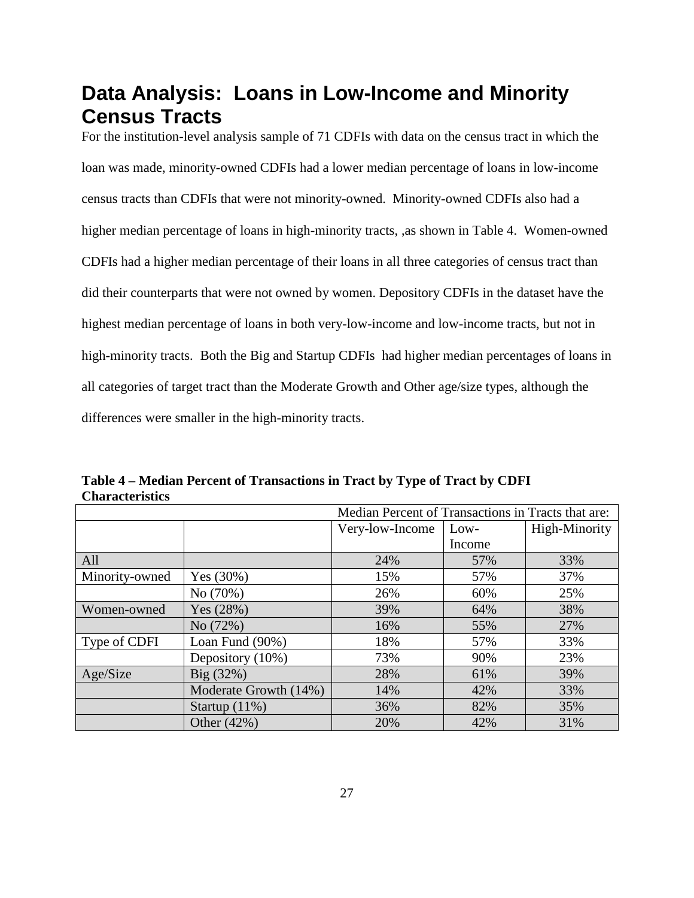# Data Analysis: Loans in Low-Income and Minority Census Tracts

For the institution-level analysis sample of 71 CDFIs with data on the census tract in which the loan was made, minority-owned CDFIs had a lower median percentage of loans in low-income census tracts than CDFIs that were not minority-owned. Minority-owned CDFIs also had a higher median percentage of loans in high-minority tracts, ,as shown in Table 4. Women-owned CDFIs had a higher median percentage of their loans in all three categories of census tract than did their counterparts that were not owned by women. Depository CDFIs in the dataset have the highest median percentage of loans in both very-low-income and low-income tracts, but not in high-minority tracts. Both the Big and Startup CDFIs had higher median percentages of loans in all categories of target tract than the Moderate Growth and Other age/size types, although the differences were smaller in the high-minority tracts.

**Table 4 – Median Percent of Transactions in Tract by Type of Tract by CDFI Characteristics**

| | | Median Percent of Transactions in Tracts that are: | | |
|---|---|---|---|---|
| | | Very-low-Income | Low-Income | High-Minority |
| All | | 24% | 57% | 33% |
| Minority-owned | Yes (30%) | 15% | 57% | 37% |
| | No (70%) | 26% | 60% | 25% |
| Women-owned | Yes (28%) | 39% | 64% | 38% |
| | No (72%) | 16% | 55% | 27% |
| Type of CDFI | Loan Fund (90%) | 18% | 57% | 33% |
| | Depository (10%) | 73% | 90% | 23% |
| Age/Size | Big (32%) | 28% | 61% | 39% |
| | Moderate Growth (14%) | 14% | 42% | 33% |
| | Startup (11%) | 36% | 82% | 35% |
| | Other (42%) | 20% | 42% | 31% |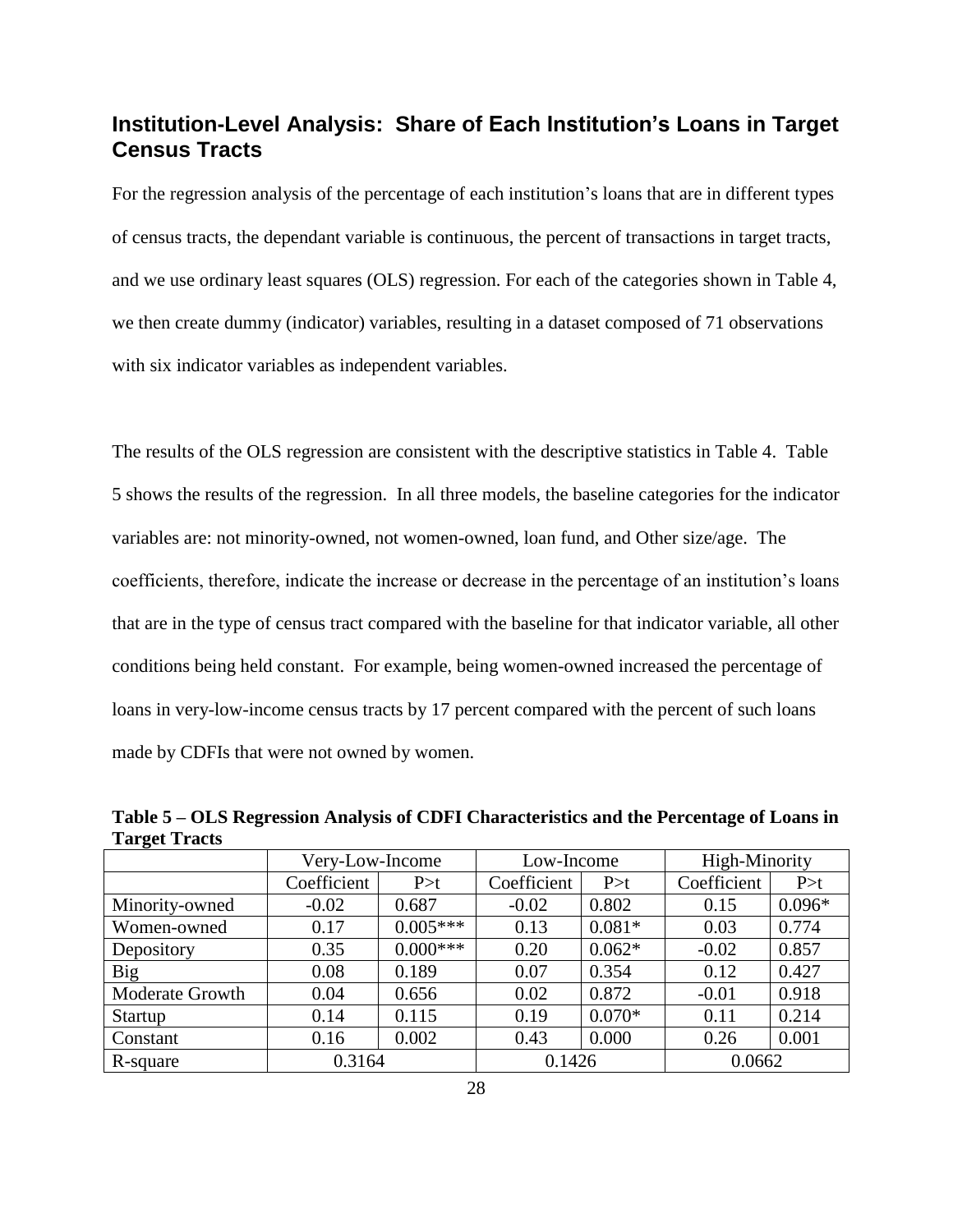## Institution-Level Analysis: Share of Each Institution's Loans in Target Census Tracts

For the regression analysis of the percentage of each institution's loans that are in different types of census tracts, the dependant variable is continuous, the percent of transactions in target tracts, and we use ordinary least squares (OLS) regression. For each of the categories shown in Table 4, we then create dummy (indicator) variables, resulting in a dataset composed of 71 observations with six indicator variables as independent variables.

The results of the OLS regression are consistent with the descriptive statistics in Table 4. Table 5 shows the results of the regression. In all three models, the baseline categories for the indicator variables are: not minority-owned, not women-owned, loan fund, and Other size/age. The coefficients, therefore, indicate the increase or decrease in the percentage of an institution's loans that are in the type of census tract compared with the baseline for that indicator variable, all other conditions being held constant. For example, being women-owned increased the percentage of loans in very-low-income census tracts by 17 percent compared with the percent of such loans made by CDFIs that were not owned by women.

**Table 5 – OLS Regression Analysis of CDFI Characteristics and the Percentage of Loans in Target Tracts**

| | Very-Low-Income | | Low-Income | | High-Minority | |
|---|---|---|---|---|---|---|
| | Coefficient | P>t | Coefficient | P>t | Coefficient | P>t |
| Minority-owned | -0.02 | 0.687 | -0.02 | 0.802 | 0.15 | 0.096* |
| Women-owned | 0.17 | 0.005*** | 0.13 | 0.081* | 0.03 | 0.774 |
| Depository | 0.35 | 0.000*** | 0.20 | 0.062* | -0.02 | 0.857 |
| Big | 0.08 | 0.189 | 0.07 | 0.354 | 0.12 | 0.427 |
| Moderate Growth | 0.04 | 0.656 | 0.02 | 0.872 | -0.01 | 0.918 |
| Startup | 0.14 | 0.115 | 0.19 | 0.070* | 0.11 | 0.214 |
| Constant | 0.16 | 0.002 | 0.43 | 0.000 | 0.26 | 0.001 |
| R-square | 0.3164 | | 0.1426 | | 0.0662 | |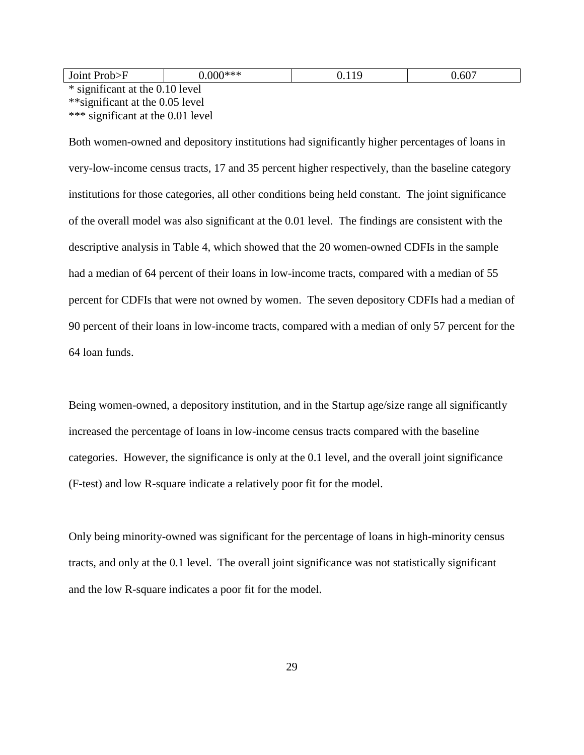| Joint Prob>F | 0.000*** | 0.119 | 0.607 |
| --- | --- | --- | --- |

\* significant at the 0.10 level
**significant at the 0.05 level
*** significant at the 0.01 level

Both women-owned and depository institutions had significantly higher percentages of loans in very-low-income census tracts, 17 and 35 percent higher respectively, than the baseline category institutions for those categories, all other conditions being held constant. The joint significance of the overall model was also significant at the 0.01 level. The findings are consistent with the descriptive analysis in Table 4, which showed that the 20 women-owned CDFIs in the sample had a median of 64 percent of their loans in low-income tracts, compared with a median of 55 percent for CDFIs that were not owned by women. The seven depository CDFIs had a median of 90 percent of their loans in low-income tracts, compared with a median of only 57 percent for the 64 loan funds.

Being women-owned, a depository institution, and in the Startup age/size range all significantly increased the percentage of loans in low-income census tracts compared with the baseline categories. However, the significance is only at the 0.1 level, and the overall joint significance (F-test) and low R-square indicate a relatively poor fit for the model.

Only being minority-owned was significant for the percentage of loans in high-minority census tracts, and only at the 0.1 level. The overall joint significance was not statistically significant and the low R-square indicates a poor fit for the model.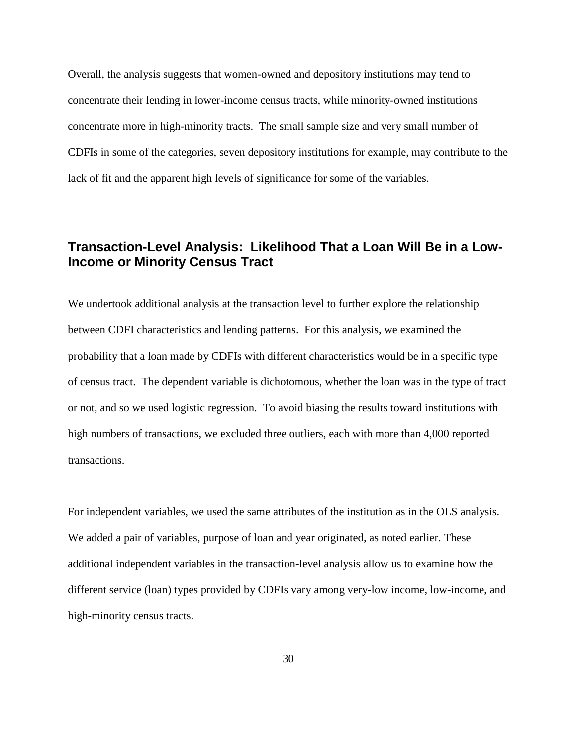Overall, the analysis suggests that women-owned and depository institutions may tend to concentrate their lending in lower-income census tracts, while minority-owned institutions concentrate more in high-minority tracts. The small sample size and very small number of CDFIs in some of the categories, seven depository institutions for example, may contribute to the lack of fit and the apparent high levels of significance for some of the variables.

## Transaction-Level Analysis: Likelihood That a Loan Will Be in a Low-Income or Minority Census Tract

We undertook additional analysis at the transaction level to further explore the relationship between CDFI characteristics and lending patterns. For this analysis, we examined the probability that a loan made by CDFIs with different characteristics would be in a specific type of census tract. The dependent variable is dichotomous, whether the loan was in the type of tract or not, and so we used logistic regression. To avoid biasing the results toward institutions with high numbers of transactions, we excluded three outliers, each with more than 4,000 reported transactions.

For independent variables, we used the same attributes of the institution as in the OLS analysis. We added a pair of variables, purpose of loan and year originated, as noted earlier. These additional independent variables in the transaction-level analysis allow us to examine how the different service (loan) types provided by CDFIs vary among very-low income, low-income, and high-minority census tracts.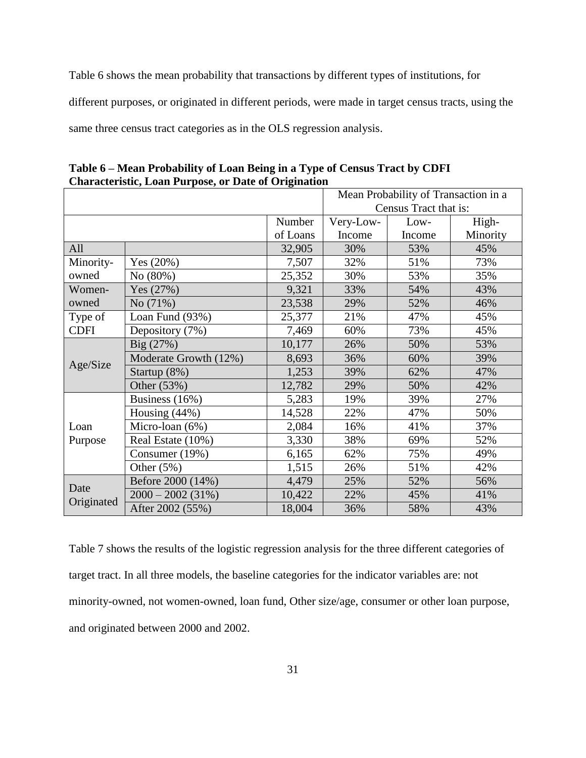Table 6 shows the mean probability that transactions by different types of institutions, for different purposes, or originated in different periods, were made in target census tracts, using the same three census tract categories as in the OLS regression analysis.

**Table 6 – Mean Probability of Loan Being in a Type of Census Tract by CDFI Characteristic, Loan Purpose, or Date of Origination**

| | | | Mean Probability of Transaction in a Census Tract that is: | | |
|---|---|---|---|---|---|
| | | Number of Loans | Very-Low-Income | Low-Income | High-Minority |
| All | | 32,905 | 30% | 53% | 45% |
| Minority-owned | Yes (20%) | 7,507 | 32% | 51% | 73% |
| | No (80%) | 25,352 | 30% | 53% | 35% |
| Women-owned | Yes (27%) | 9,321 | 33% | 54% | 43% |
| | No (71%) | 23,538 | 29% | 52% | 46% |
| Type of CDFI | Loan Fund (93%) | 25,377 | 21% | 47% | 45% |
| | Depository (7%) | 7,469 | 60% | 73% | 45% |
| Age/Size | Big (27%) | 10,177 | 26% | 50% | 53% |
| | Moderate Growth (12%) | 8,693 | 36% | 60% | 39% |
| | Startup (8%) | 1,253 | 39% | 62% | 47% |
| | Other (53%) | 12,782 | 29% | 50% | 42% |
| Loan Purpose | Business (16%) | 5,283 | 19% | 39% | 27% |
| | Housing (44%) | 14,528 | 22% | 47% | 50% |
| | Micro-loan (6%) | 2,084 | 16% | 41% | 37% |
| | Real Estate (10%) | 3,330 | 38% | 69% | 52% |
| | Consumer (19%) | 6,165 | 62% | 75% | 49% |
| | Other (5%) | 1,515 | 26% | 51% | 42% |
| Date Originated | Before 2000 (14%) | 4,479 | 25% | 52% | 56% |
| | 2000 – 2002 (31%) | 10,422 | 22% | 45% | 41% |
| | After 2002 (55%) | 18,004 | 36% | 58% | 43% |

Table 7 shows the results of the logistic regression analysis for the three different categories of target tract. In all three models, the baseline categories for the indicator variables are: not minority-owned, not women-owned, loan fund, Other size/age, consumer or other loan purpose, and originated between 2000 and 2002.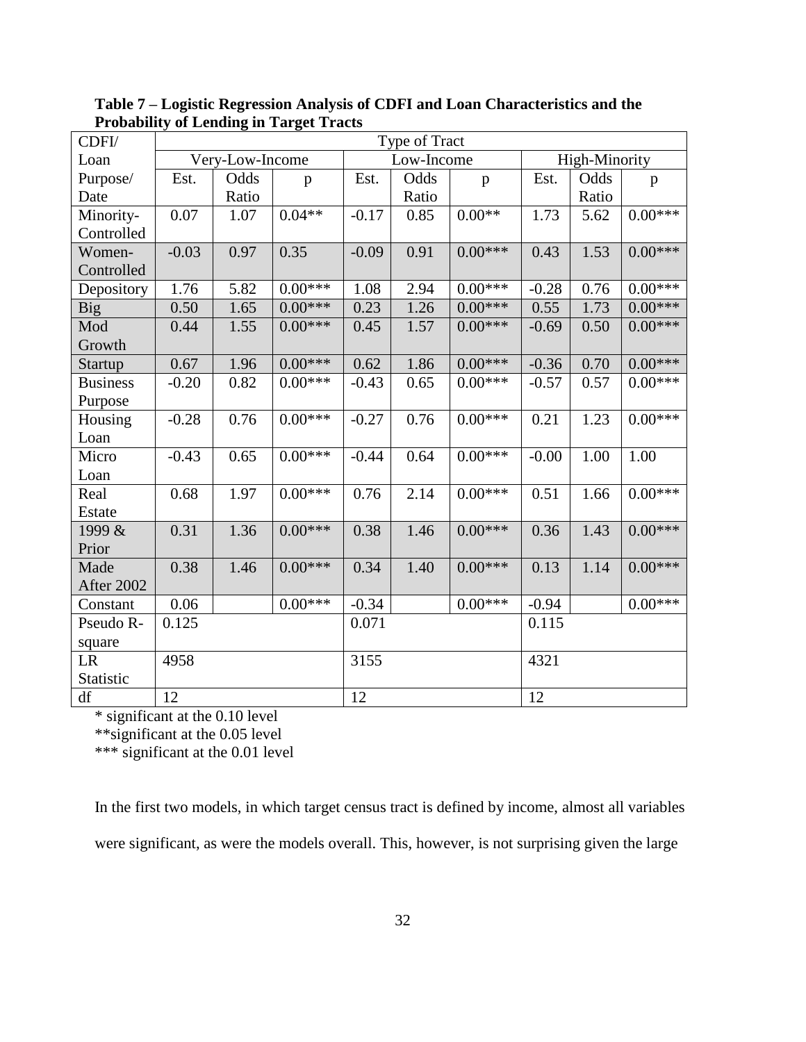**Table 7 – Logistic Regression Analysis of CDFI and Loan Characteristics and the Probability of Lending in Target Tracts**

| CDFI/ Loan Purpose/ Date | Type of Tract | | | | | | | | |
|---|---|---|---|---|---|---|---|---|---|
| | Very-Low-Income | | | Low-Income | | | High-Minority | | |
| | Est. | Odds Ratio | p | Est. | Odds Ratio | p | Est. | Odds Ratio | p |
| Minority-Controlled | 0.07 | 1.07 | 0.04** | -0.17 | 0.85 | 0.00** | 1.73 | 5.62 | 0.00*** |
| Women-Controlled | -0.03 | 0.97 | 0.35 | -0.09 | 0.91 | 0.00*** | 0.43 | 1.53 | 0.00*** |
| Depository | 1.76 | 5.82 | 0.00*** | 1.08 | 2.94 | 0.00*** | -0.28 | 0.76 | 0.00*** |
| Big | 0.50 | 1.65 | 0.00*** | 0.23 | 1.26 | 0.00*** | 0.55 | 1.73 | 0.00*** |
| Mod Growth | 0.44 | 1.55 | 0.00*** | 0.45 | 1.57 | 0.00*** | -0.69 | 0.50 | 0.00*** |
| Startup | 0.67 | 1.96 | 0.00*** | 0.62 | 1.86 | 0.00*** | -0.36 | 0.70 | 0.00*** |
| Business Purpose | -0.20 | 0.82 | 0.00*** | -0.43 | 0.65 | 0.00*** | -0.57 | 0.57 | 0.00*** |
| Housing Loan | -0.28 | 0.76 | 0.00*** | -0.27 | 0.76 | 0.00*** | 0.21 | 1.23 | 0.00*** |
| Micro Loan | -0.43 | 0.65 | 0.00*** | -0.44 | 0.64 | 0.00*** | -0.00 | 1.00 | 1.00 |
| Real Estate | 0.68 | 1.97 | 0.00*** | 0.76 | 2.14 | 0.00*** | 0.51 | 1.66 | 0.00*** |
| 1999 & Prior | 0.31 | 1.36 | 0.00*** | 0.38 | 1.46 | 0.00*** | 0.36 | 1.43 | 0.00*** |
| Made After 2002 | 0.38 | 1.46 | 0.00*** | 0.34 | 1.40 | 0.00*** | 0.13 | 1.14 | 0.00*** |
| Constant | 0.06 | | 0.00*** | -0.34 | | 0.00*** | -0.94 | | 0.00*** |
| Pseudo R-square | 0.125 | | | 0.071 | | | 0.115 | | |
| LR Statistic | 4958 | | | 3155 | | | 4321 | | |
| df | 12 | | | 12 | | | 12 | | |

\* significant at the 0.10 level

**significant at the 0.05 level

*** significant at the 0.01 level

In the first two models, in which target census tract is defined by income, almost all variables were significant, as were the models overall. This, however, is not surprising given the large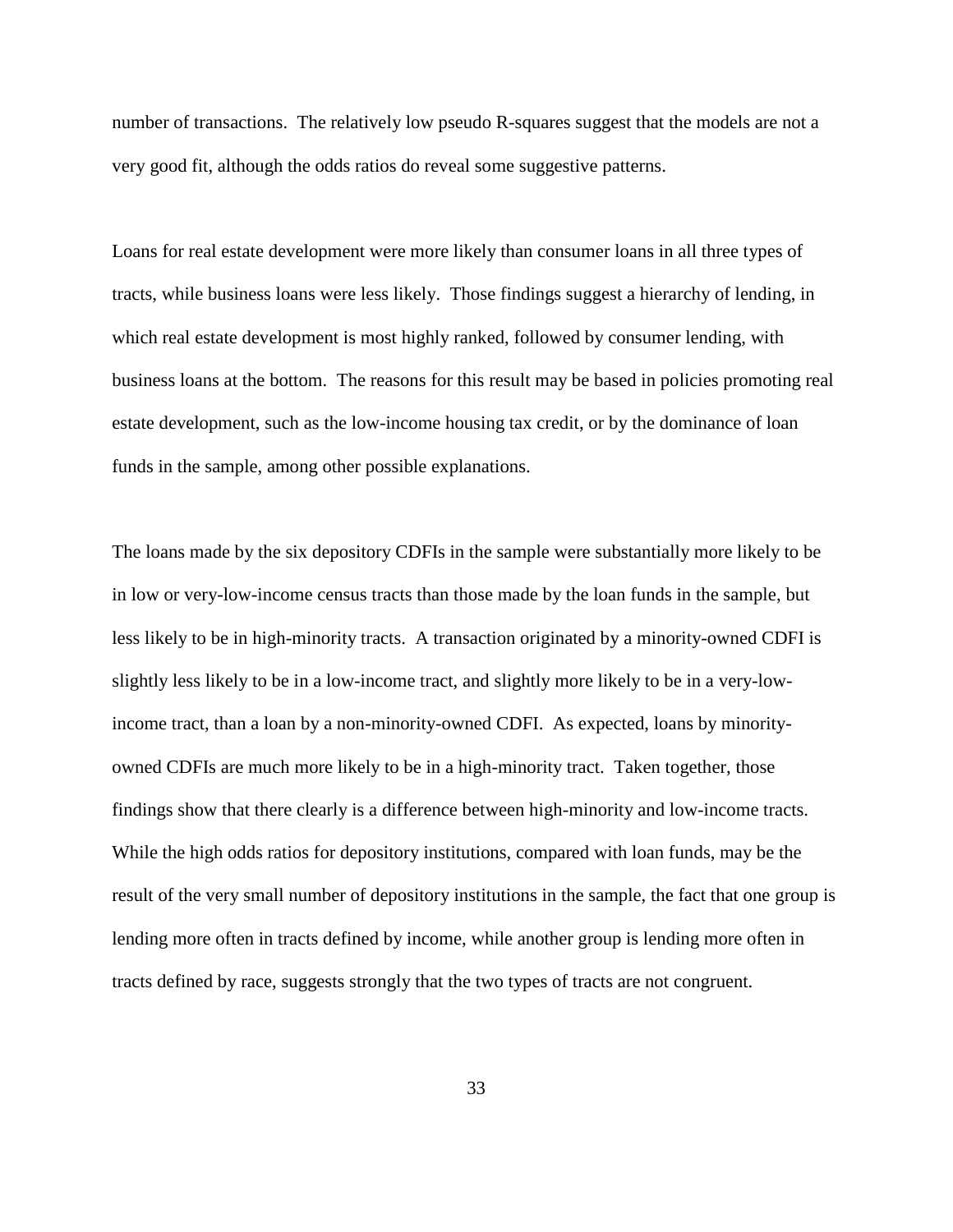number of transactions. The relatively low pseudo R-squares suggest that the models are not a very good fit, although the odds ratios do reveal some suggestive patterns.

Loans for real estate development were more likely than consumer loans in all three types of tracts, while business loans were less likely. Those findings suggest a hierarchy of lending, in which real estate development is most highly ranked, followed by consumer lending, with business loans at the bottom. The reasons for this result may be based in policies promoting real estate development, such as the low-income housing tax credit, or by the dominance of loan funds in the sample, among other possible explanations.

The loans made by the six depository CDFIs in the sample were substantially more likely to be in low or very-low-income census tracts than those made by the loan funds in the sample, but less likely to be in high-minority tracts. A transaction originated by a minority-owned CDFI is slightly less likely to be in a low-income tract, and slightly more likely to be in a very-low-income tract, than a loan by a non-minority-owned CDFI. As expected, loans by minority-owned CDFIs are much more likely to be in a high-minority tract. Taken together, those findings show that there clearly is a difference between high-minority and low-income tracts. While the high odds ratios for depository institutions, compared with loan funds, may be the result of the very small number of depository institutions in the sample, the fact that one group is lending more often in tracts defined by income, while another group is lending more often in tracts defined by race, suggests strongly that the two types of tracts are not congruent.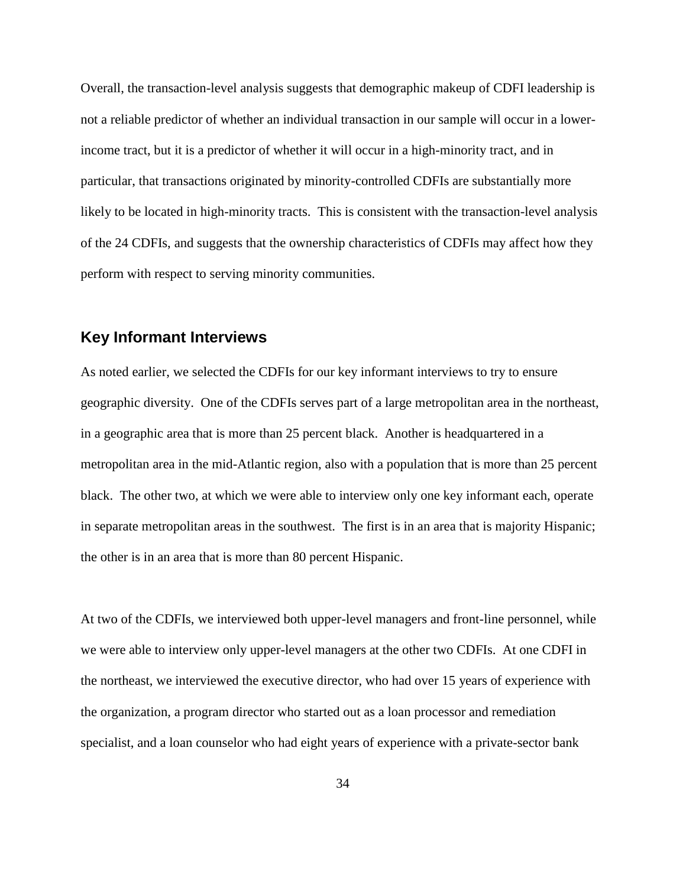Overall, the transaction-level analysis suggests that demographic makeup of CDFI leadership is not a reliable predictor of whether an individual transaction in our sample will occur in a lower-income tract, but it is a predictor of whether it will occur in a high-minority tract, and in particular, that transactions originated by minority-controlled CDFIs are substantially more likely to be located in high-minority tracts. This is consistent with the transaction-level analysis of the 24 CDFIs, and suggests that the ownership characteristics of CDFIs may affect how they perform with respect to serving minority communities.

## Key Informant Interviews

As noted earlier, we selected the CDFIs for our key informant interviews to try to ensure geographic diversity. One of the CDFIs serves part of a large metropolitan area in the northeast, in a geographic area that is more than 25 percent black. Another is headquartered in a metropolitan area in the mid-Atlantic region, also with a population that is more than 25 percent black. The other two, at which we were able to interview only one key informant each, operate in separate metropolitan areas in the southwest. The first is in an area that is majority Hispanic; the other is in an area that is more than 80 percent Hispanic.

At two of the CDFIs, we interviewed both upper-level managers and front-line personnel, while we were able to interview only upper-level managers at the other two CDFIs. At one CDFI in the northeast, we interviewed the executive director, who had over 15 years of experience with the organization, a program director who started out as a loan processor and remediation specialist, and a loan counselor who had eight years of experience with a private-sector bank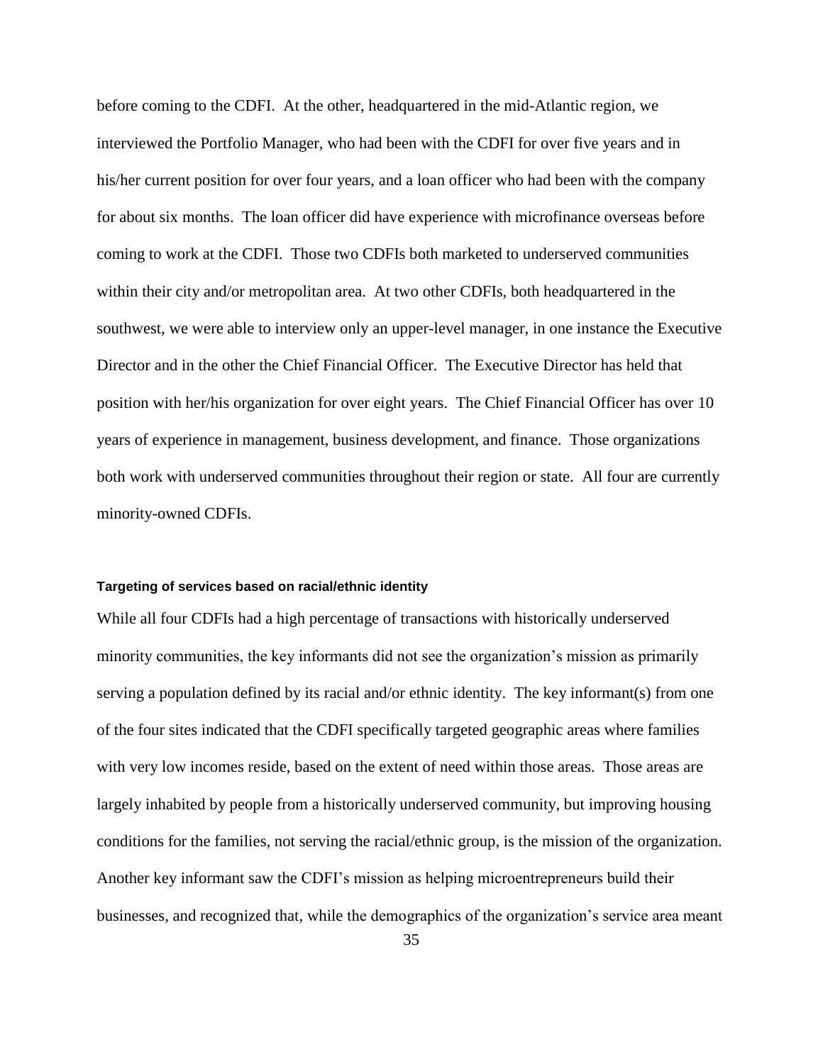before coming to the CDFI. At the other, headquartered in the mid-Atlantic region, we interviewed the Portfolio Manager, who had been with the CDFI for over five years and in his/her current position for over four years, and a loan officer who had been with the company for about six months. The loan officer did have experience with microfinance overseas before coming to work at the CDFI. Those two CDFIs both marketed to underserved communities within their city and/or metropolitan area. At two other CDFIs, both headquartered in the southwest, we were able to interview only an upper-level manager, in one instance the Executive Director and in the other the Chief Financial Officer. The Executive Director has held that position with her/his organization for over eight years. The Chief Financial Officer has over 10 years of experience in management, business development, and finance. Those organizations both work with underserved communities throughout their region or state. All four are currently minority-owned CDFIs.

#### Targeting of services based on racial/ethnic identity

While all four CDFIs had a high percentage of transactions with historically underserved minority communities, the key informants did not see the organization's mission as primarily serving a population defined by its racial and/or ethnic identity. The key informant(s) from one of the four sites indicated that the CDFI specifically targeted geographic areas where families with very low incomes reside, based on the extent of need within those areas. Those areas are largely inhabited by people from a historically underserved community, but improving housing conditions for the families, not serving the racial/ethnic group, is the mission of the organization. Another key informant saw the CDFI's mission as helping microentrepreneurs build their businesses, and recognized that, while the demographics of the organization's service area meant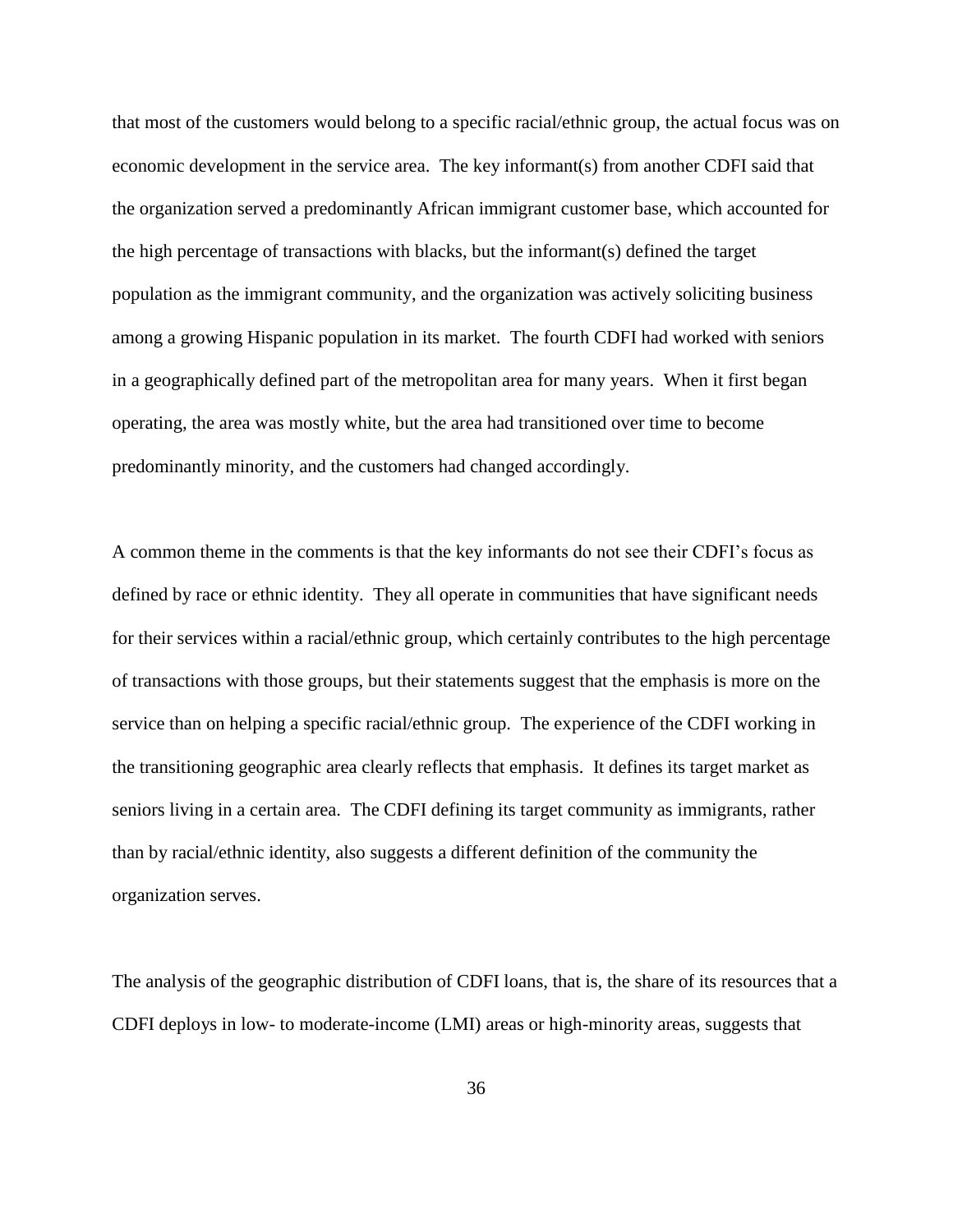that most of the customers would belong to a specific racial/ethnic group, the actual focus was on economic development in the service area. The key informant(s) from another CDFI said that the organization served a predominantly African immigrant customer base, which accounted for the high percentage of transactions with blacks, but the informant(s) defined the target population as the immigrant community, and the organization was actively soliciting business among a growing Hispanic population in its market. The fourth CDFI had worked with seniors in a geographically defined part of the metropolitan area for many years. When it first began operating, the area was mostly white, but the area had transitioned over time to become predominantly minority, and the customers had changed accordingly.

A common theme in the comments is that the key informants do not see their CDFI's focus as defined by race or ethnic identity. They all operate in communities that have significant needs for their services within a racial/ethnic group, which certainly contributes to the high percentage of transactions with those groups, but their statements suggest that the emphasis is more on the service than on helping a specific racial/ethnic group. The experience of the CDFI working in the transitioning geographic area clearly reflects that emphasis. It defines its target market as seniors living in a certain area. The CDFI defining its target community as immigrants, rather than by racial/ethnic identity, also suggests a different definition of the community the organization serves.

The analysis of the geographic distribution of CDFI loans, that is, the share of its resources that a CDFI deploys in low- to moderate-income (LMI) areas or high-minority areas, suggests that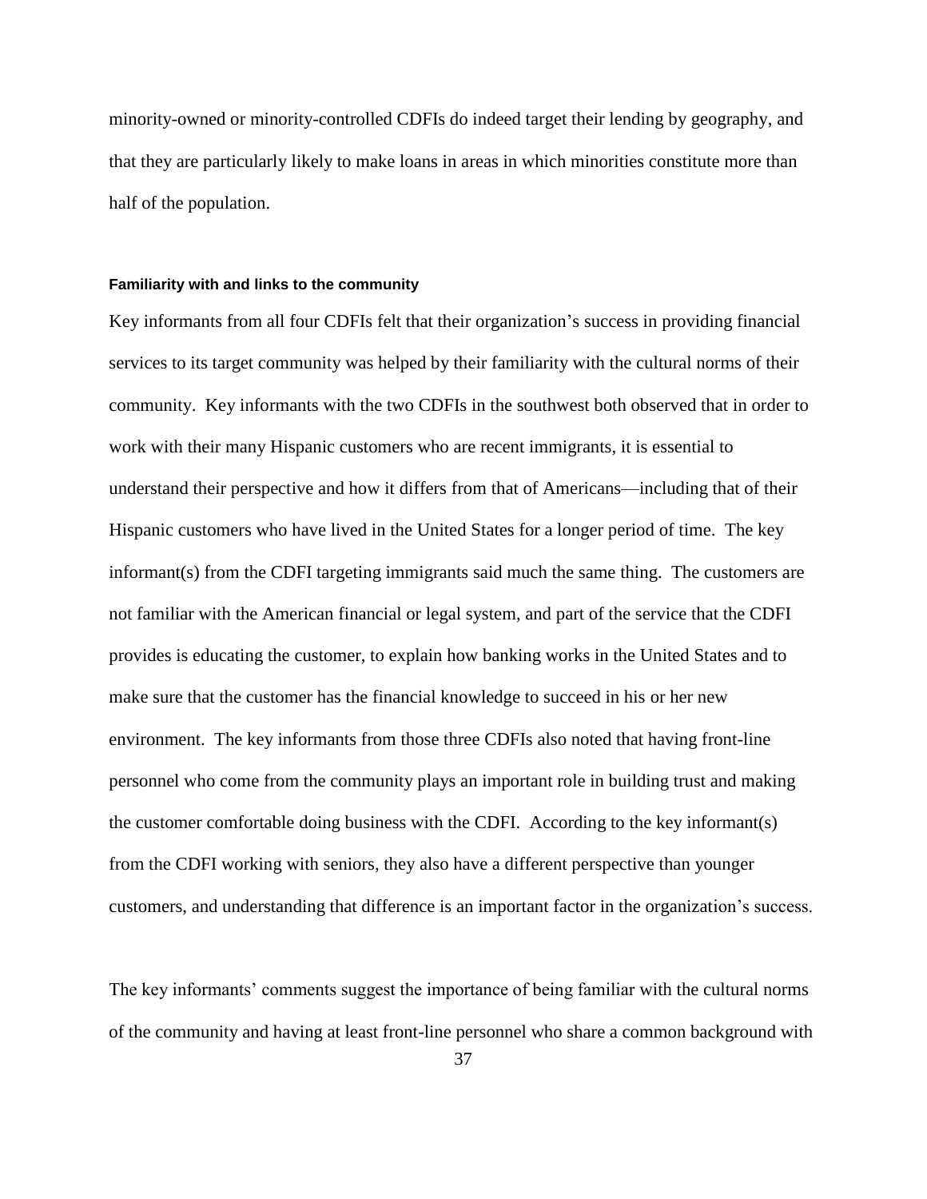minority-owned or minority-controlled CDFIs do indeed target their lending by geography, and that they are particularly likely to make loans in areas in which minorities constitute more than half of the population.

#### Familiarity with and links to the community

Key informants from all four CDFIs felt that their organization's success in providing financial services to its target community was helped by their familiarity with the cultural norms of their community. Key informants with the two CDFIs in the southwest both observed that in order to work with their many Hispanic customers who are recent immigrants, it is essential to understand their perspective and how it differs from that of Americans—including that of their Hispanic customers who have lived in the United States for a longer period of time. The key informant(s) from the CDFI targeting immigrants said much the same thing. The customers are not familiar with the American financial or legal system, and part of the service that the CDFI provides is educating the customer, to explain how banking works in the United States and to make sure that the customer has the financial knowledge to succeed in his or her new environment. The key informants from those three CDFIs also noted that having front-line personnel who come from the community plays an important role in building trust and making the customer comfortable doing business with the CDFI. According to the key informant(s) from the CDFI working with seniors, they also have a different perspective than younger customers, and understanding that difference is an important factor in the organization's success.

The key informants' comments suggest the importance of being familiar with the cultural norms of the community and having at least front-line personnel who share a common background with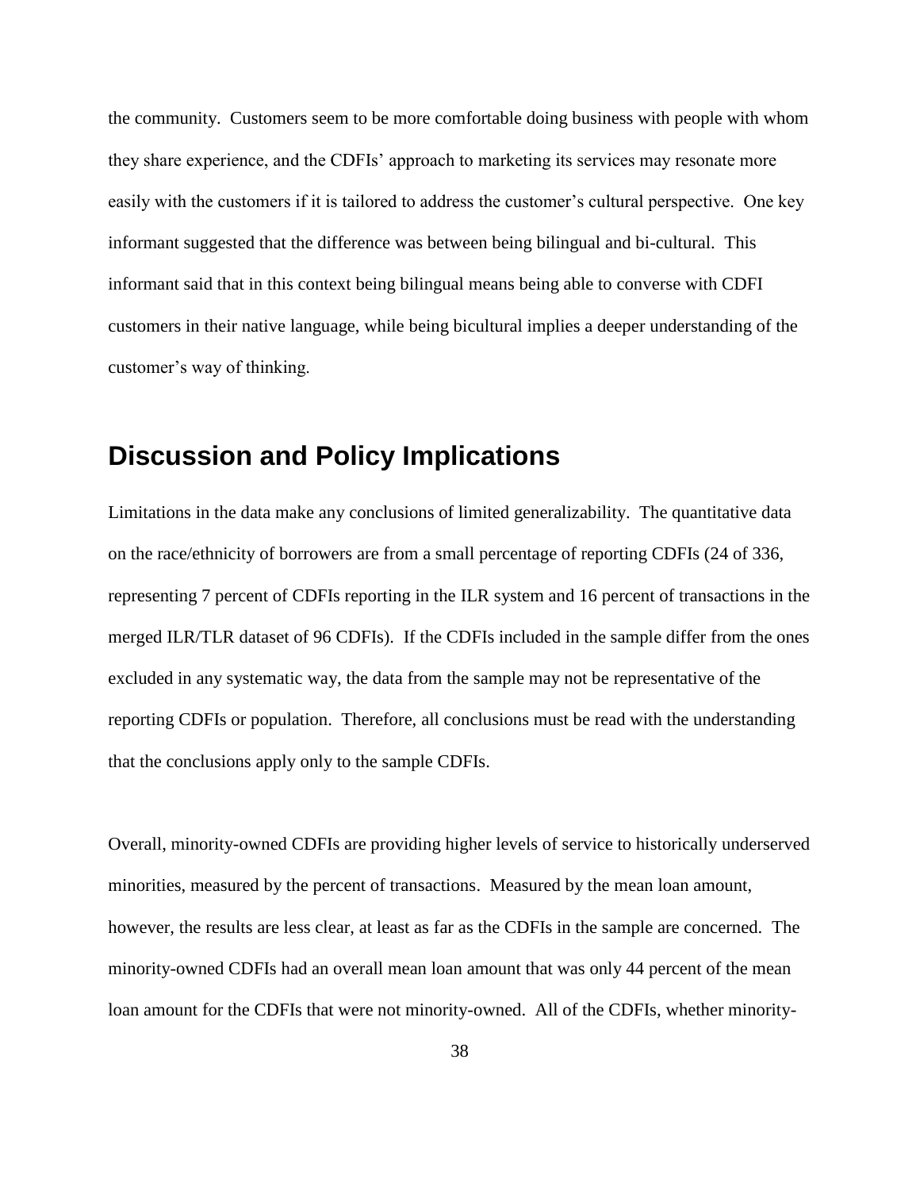the community. Customers seem to be more comfortable doing business with people with whom they share experience, and the CDFIs' approach to marketing its services may resonate more easily with the customers if it is tailored to address the customer's cultural perspective. One key informant suggested that the difference was between being bilingual and bi-cultural. This informant said that in this context being bilingual means being able to converse with CDFI customers in their native language, while being bicultural implies a deeper understanding of the customer's way of thinking.

## Discussion and Policy Implications

Limitations in the data make any conclusions of limited generalizability. The quantitative data on the race/ethnicity of borrowers are from a small percentage of reporting CDFIs (24 of 336, representing 7 percent of CDFIs reporting in the ILR system and 16 percent of transactions in the merged ILR/TLR dataset of 96 CDFIs). If the CDFIs included in the sample differ from the ones excluded in any systematic way, the data from the sample may not be representative of the reporting CDFIs or population. Therefore, all conclusions must be read with the understanding that the conclusions apply only to the sample CDFIs.

Overall, minority-owned CDFIs are providing higher levels of service to historically underserved minorities, measured by the percent of transactions. Measured by the mean loan amount, however, the results are less clear, at least as far as the CDFIs in the sample are concerned. The minority-owned CDFIs had an overall mean loan amount that was only 44 percent of the mean loan amount for the CDFIs that were not minority-owned. All of the CDFIs, whether minority-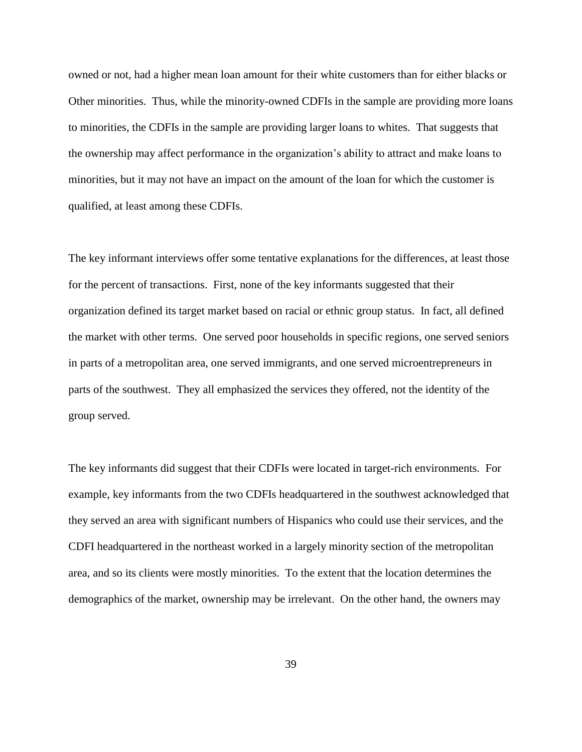owned or not, had a higher mean loan amount for their white customers than for either blacks or Other minorities. Thus, while the minority-owned CDFIs in the sample are providing more loans to minorities, the CDFIs in the sample are providing larger loans to whites. That suggests that the ownership may affect performance in the organization's ability to attract and make loans to minorities, but it may not have an impact on the amount of the loan for which the customer is qualified, at least among these CDFIs.

The key informant interviews offer some tentative explanations for the differences, at least those for the percent of transactions. First, none of the key informants suggested that their organization defined its target market based on racial or ethnic group status. In fact, all defined the market with other terms. One served poor households in specific regions, one served seniors in parts of a metropolitan area, one served immigrants, and one served microentrepreneurs in parts of the southwest. They all emphasized the services they offered, not the identity of the group served.

The key informants did suggest that their CDFIs were located in target-rich environments. For example, key informants from the two CDFIs headquartered in the southwest acknowledged that they served an area with significant numbers of Hispanics who could use their services, and the CDFI headquartered in the northeast worked in a largely minority section of the metropolitan area, and so its clients were mostly minorities. To the extent that the location determines the demographics of the market, ownership may be irrelevant. On the other hand, the owners may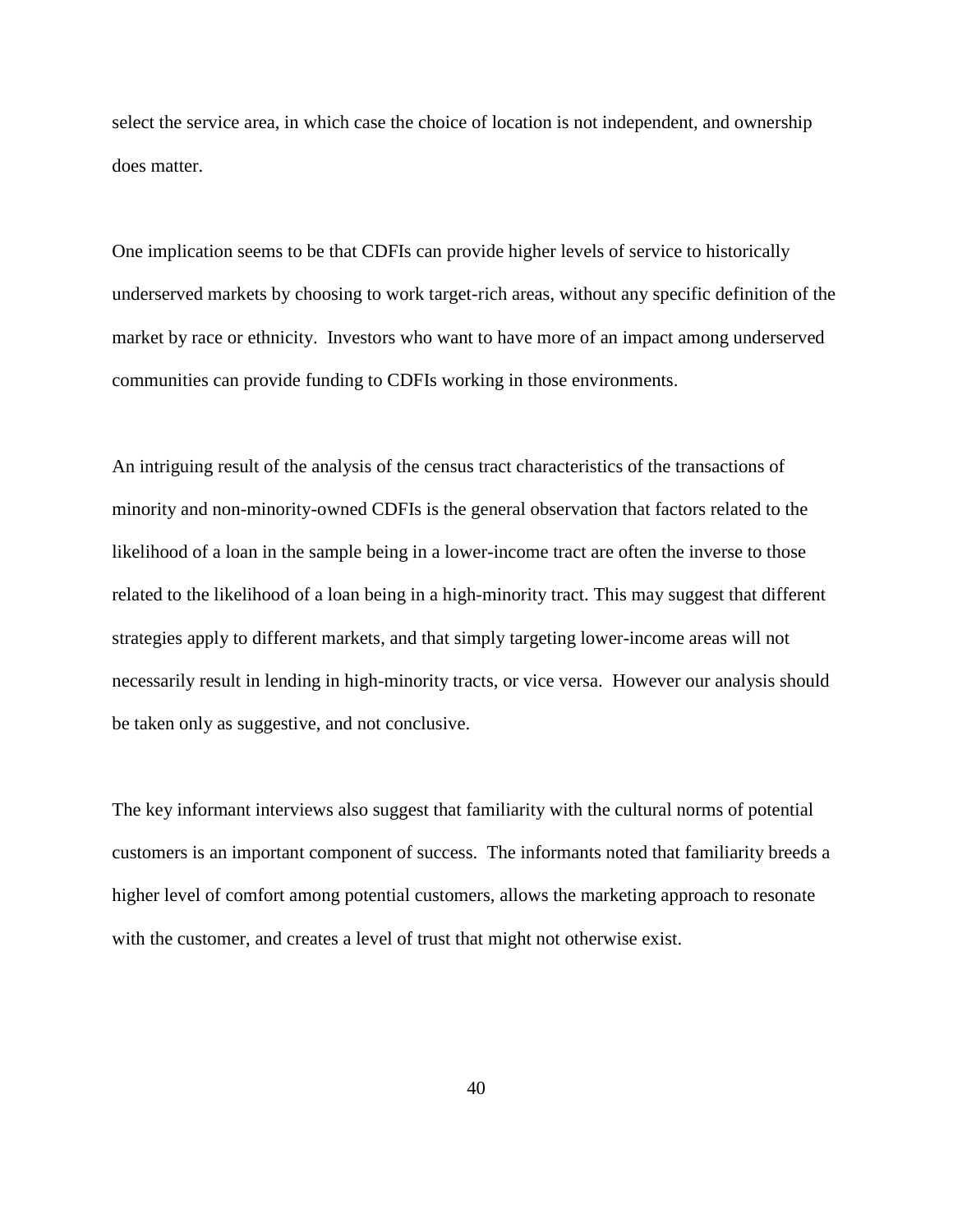select the service area, in which case the choice of location is not independent, and ownership does matter.

One implication seems to be that CDFIs can provide higher levels of service to historically underserved markets by choosing to work target-rich areas, without any specific definition of the market by race or ethnicity.  Investors who want to have more of an impact among underserved communities can provide funding to CDFIs working in those environments.

An intriguing result of the analysis of the census tract characteristics of the transactions of minority and non-minority-owned CDFIs is the general observation that factors related to the likelihood of a loan in the sample being in a lower-income tract are often the inverse to those related to the likelihood of a loan being in a high-minority tract. This may suggest that different strategies apply to different markets, and that simply targeting lower-income areas will not necessarily result in lending in high-minority tracts, or vice versa.  However our analysis should be taken only as suggestive, and not conclusive.

The key informant interviews also suggest that familiarity with the cultural norms of potential customers is an important component of success.  The informants noted that familiarity breeds a higher level of comfort among potential customers, allows the marketing approach to resonate with the customer, and creates a level of trust that might not otherwise exist.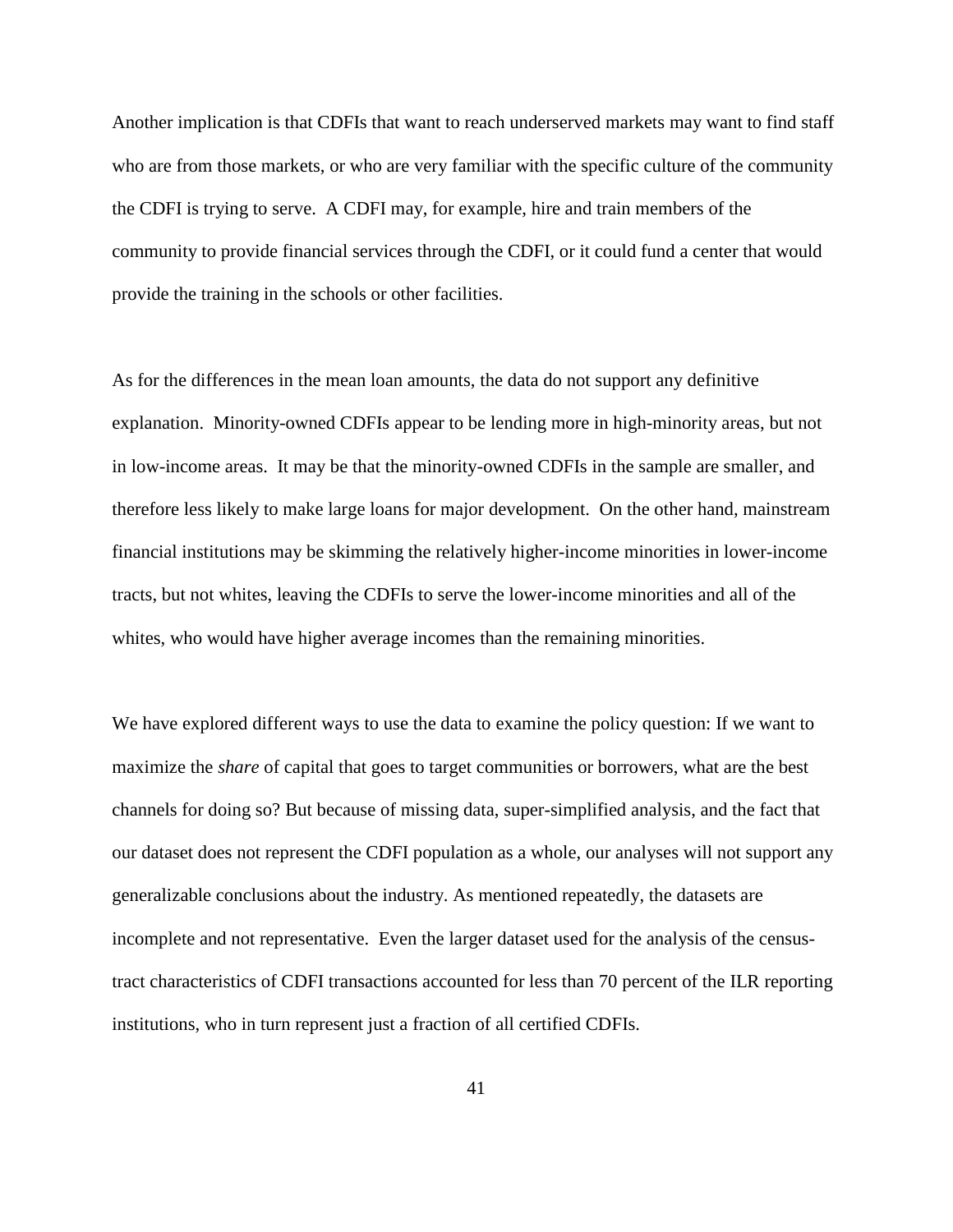Another implication is that CDFIs that want to reach underserved markets may want to find staff who are from those markets, or who are very familiar with the specific culture of the community the CDFI is trying to serve. A CDFI may, for example, hire and train members of the community to provide financial services through the CDFI, or it could fund a center that would provide the training in the schools or other facilities.

As for the differences in the mean loan amounts, the data do not support any definitive explanation. Minority-owned CDFIs appear to be lending more in high-minority areas, but not in low-income areas. It may be that the minority-owned CDFIs in the sample are smaller, and therefore less likely to make large loans for major development. On the other hand, mainstream financial institutions may be skimming the relatively higher-income minorities in lower-income tracts, but not whites, leaving the CDFIs to serve the lower-income minorities and all of the whites, who would have higher average incomes than the remaining minorities.

We have explored different ways to use the data to examine the policy question: If we want to maximize the *share* of capital that goes to target communities or borrowers, what are the best channels for doing so? But because of missing data, super-simplified analysis, and the fact that our dataset does not represent the CDFI population as a whole, our analyses will not support any generalizable conclusions about the industry. As mentioned repeatedly, the datasets are incomplete and not representative. Even the larger dataset used for the analysis of the census-tract characteristics of CDFI transactions accounted for less than 70 percent of the ILR reporting institutions, who in turn represent just a fraction of all certified CDFIs.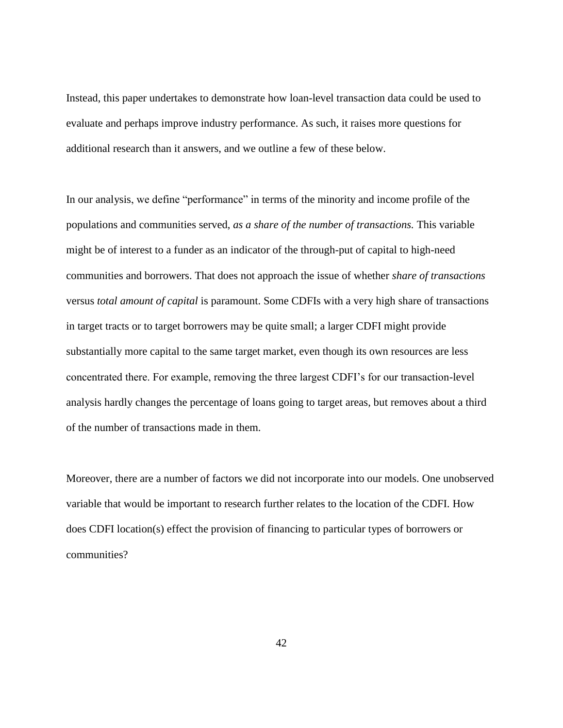Instead, this paper undertakes to demonstrate how loan-level transaction data could be used to evaluate and perhaps improve industry performance. As such, it raises more questions for additional research than it answers, and we outline a few of these below.

In our analysis, we define "performance" in terms of the minority and income profile of the populations and communities served, *as a share of the number of transactions.* This variable might be of interest to a funder as an indicator of the through-put of capital to high-need communities and borrowers. That does not approach the issue of whether *share of transactions* versus *total amount of capital* is paramount. Some CDFIs with a very high share of transactions in target tracts or to target borrowers may be quite small; a larger CDFI might provide substantially more capital to the same target market, even though its own resources are less concentrated there. For example, removing the three largest CDFI's for our transaction-level analysis hardly changes the percentage of loans going to target areas, but removes about a third of the number of transactions made in them.

Moreover, there are a number of factors we did not incorporate into our models. One unobserved variable that would be important to research further relates to the location of the CDFI. How does CDFI location(s) effect the provision of financing to particular types of borrowers or communities?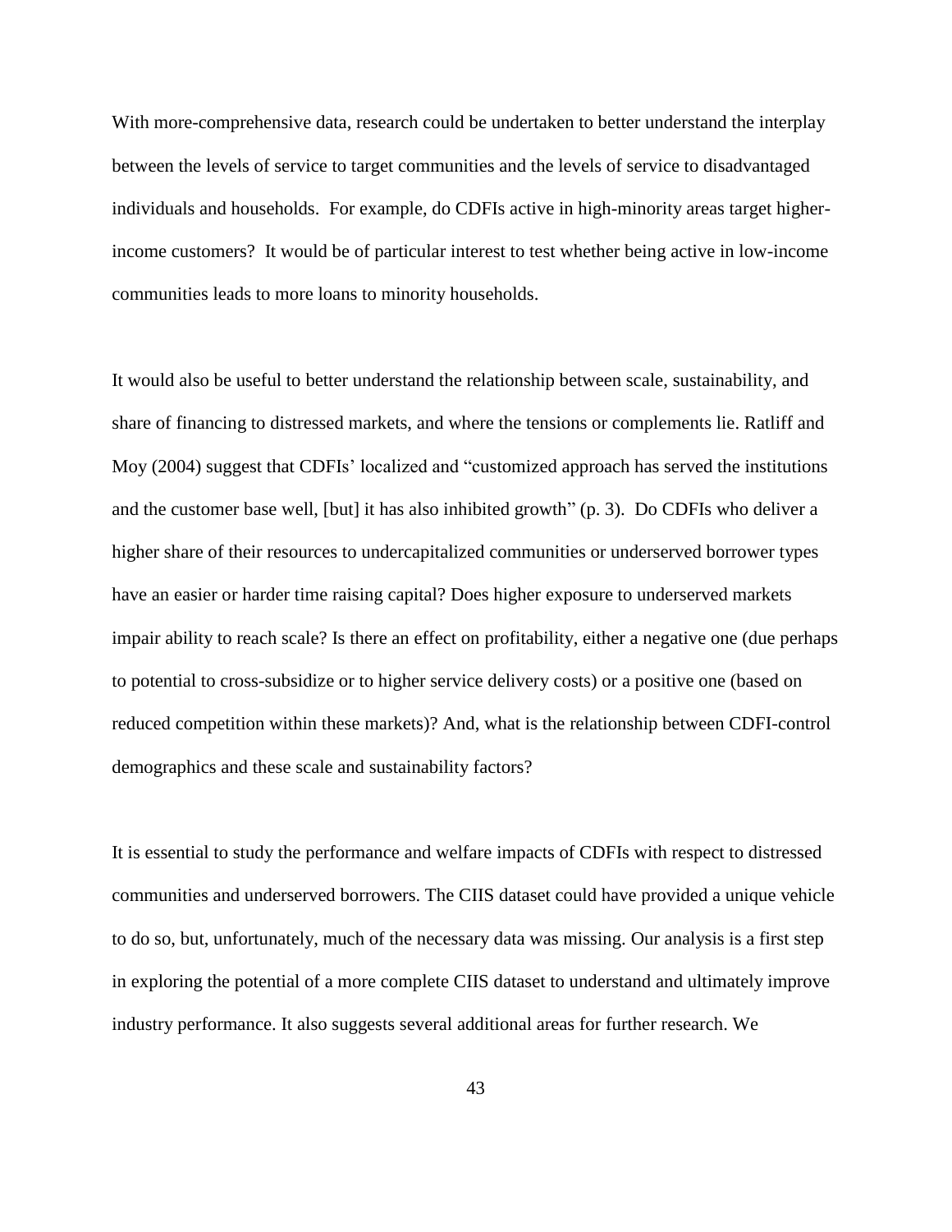With more-comprehensive data, research could be undertaken to better understand the interplay between the levels of service to target communities and the levels of service to disadvantaged individuals and households. For example, do CDFIs active in high-minority areas target higher-income customers? It would be of particular interest to test whether being active in low-income communities leads to more loans to minority households.

It would also be useful to better understand the relationship between scale, sustainability, and share of financing to distressed markets, and where the tensions or complements lie. Ratliff and Moy (2004) suggest that CDFIs' localized and "customized approach has served the institutions and the customer base well, [but] it has also inhibited growth" (p. 3). Do CDFIs who deliver a higher share of their resources to undercapitalized communities or underserved borrower types have an easier or harder time raising capital? Does higher exposure to underserved markets impair ability to reach scale? Is there an effect on profitability, either a negative one (due perhaps to potential to cross-subsidize or to higher service delivery costs) or a positive one (based on reduced competition within these markets)? And, what is the relationship between CDFI-control demographics and these scale and sustainability factors?

It is essential to study the performance and welfare impacts of CDFIs with respect to distressed communities and underserved borrowers. The CIIS dataset could have provided a unique vehicle to do so, but, unfortunately, much of the necessary data was missing. Our analysis is a first step in exploring the potential of a more complete CIIS dataset to understand and ultimately improve industry performance. It also suggests several additional areas for further research. We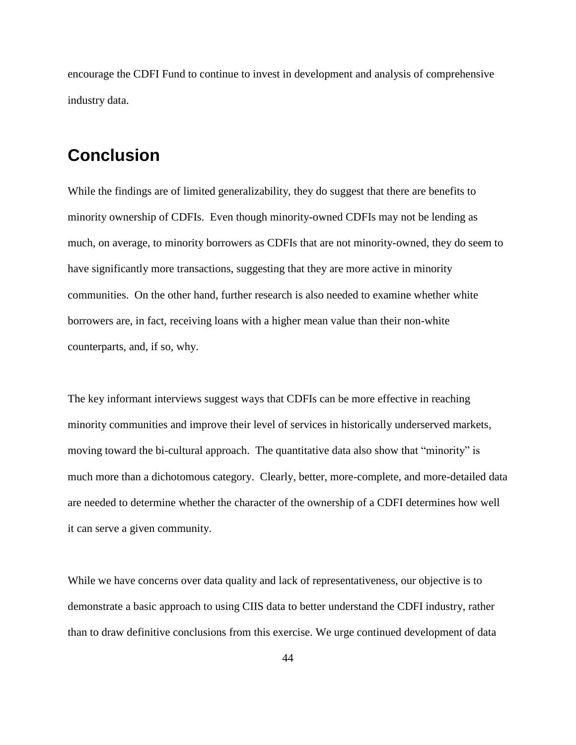encourage the CDFI Fund to continue to invest in development and analysis of comprehensive industry data.

## Conclusion

While the findings are of limited generalizability, they do suggest that there are benefits to minority ownership of CDFIs. Even though minority-owned CDFIs may not be lending as much, on average, to minority borrowers as CDFIs that are not minority-owned, they do seem to have significantly more transactions, suggesting that they are more active in minority communities. On the other hand, further research is also needed to examine whether white borrowers are, in fact, receiving loans with a higher mean value than their non-white counterparts, and, if so, why.

The key informant interviews suggest ways that CDFIs can be more effective in reaching minority communities and improve their level of services in historically underserved markets, moving toward the bi-cultural approach. The quantitative data also show that "minority" is much more than a dichotomous category. Clearly, better, more-complete, and more-detailed data are needed to determine whether the character of the ownership of a CDFI determines how well it can serve a given community.

While we have concerns over data quality and lack of representativeness, our objective is to demonstrate a basic approach to using CIIS data to better understand the CDFI industry, rather than to draw definitive conclusions from this exercise. We urge continued development of data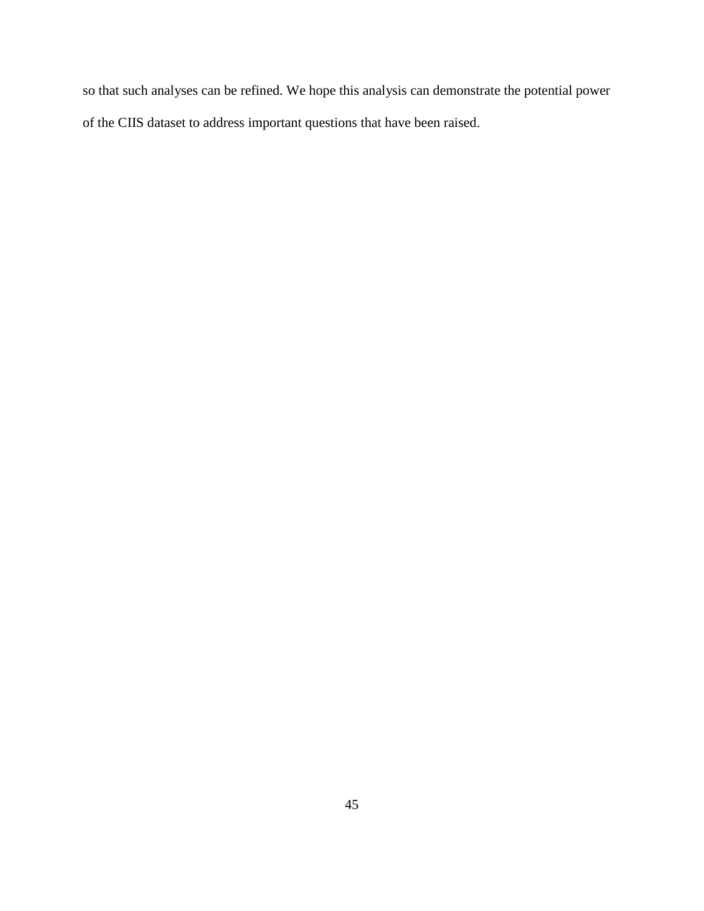so that such analyses can be refined. We hope this analysis can demonstrate the potential power of the CIIS dataset to address important questions that have been raised.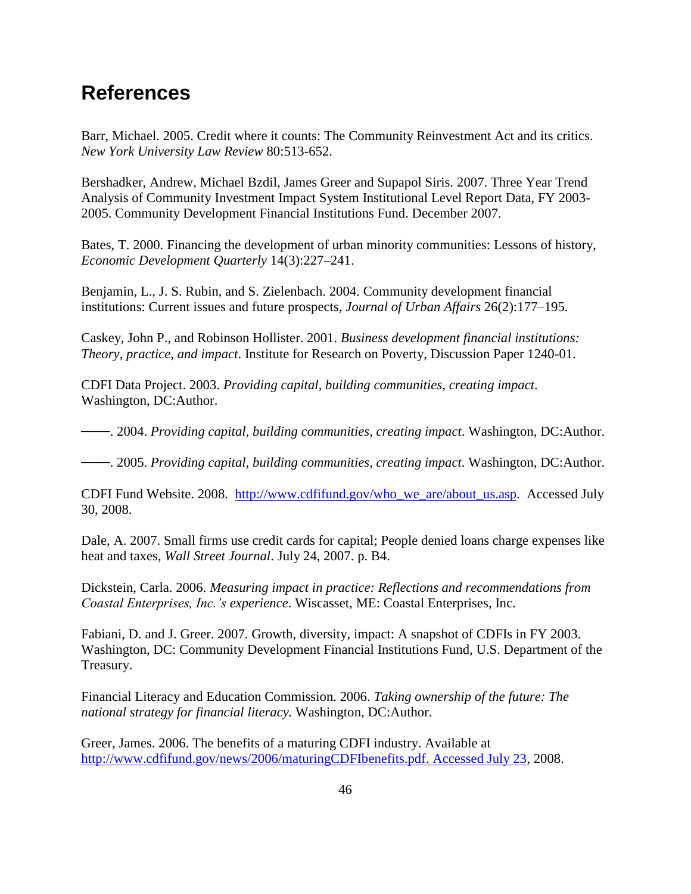# References

Barr, Michael. 2005. Credit where it counts: The Community Reinvestment Act and its critics. *New York University Law Review* 80:513-652.

Bershadker, Andrew, Michael Bzdil, James Greer and Supapol Siris. 2007. Three Year Trend Analysis of Community Investment Impact System Institutional Level Report Data, FY 2003-2005. Community Development Financial Institutions Fund. December 2007.

Bates, T. 2000. Financing the development of urban minority communities: Lessons of history, *Economic Development Quarterly* 14(3):227–241.

Benjamin, L., J. S. Rubin, and S. Zielenbach. 2004. Community development financial institutions: Current issues and future prospects, *Journal of Urban Affairs* 26(2):177–195.

Caskey, John P., and Robinson Hollister. 2001. *Business development financial institutions: Theory, practice, and impact*. Institute for Research on Poverty, Discussion Paper 1240-01.

CDFI Data Project. 2003. *Providing capital, building communities, creating impact*. Washington, DC:Author.

———. 2004. *Providing capital, building communities, creating impact*. Washington, DC:Author.

———. 2005. *Providing capital, building communities, creating impact*. Washington, DC:Author.

CDFI Fund Website. 2008. http://www.cdfifund.gov/who_we_are/about_us.asp. Accessed July 30, 2008.

Dale, A. 2007. Small firms use credit cards for capital; People denied loans charge expenses like heat and taxes, *Wall Street Journal*. July 24, 2007. p. B4.

Dickstein, Carla. 2006. *Measuring impact in practice: Reflections and recommendations from Coastal Enterprises, Inc.'s experience*. Wiscasset, ME: Coastal Enterprises, Inc.

Fabiani, D. and J. Greer. 2007. Growth, diversity, impact: A snapshot of CDFIs in FY 2003. Washington, DC: Community Development Financial Institutions Fund, U.S. Department of the Treasury.

Financial Literacy and Education Commission. 2006. *Taking ownership of the future: The national strategy for financial literacy.* Washington, DC:Author.

Greer, James. 2006. The benefits of a maturing CDFI industry. Available at http://www.cdfifund.gov/news/2006/maturingCDFIbenefits.pdf. Accessed July 23, 2008.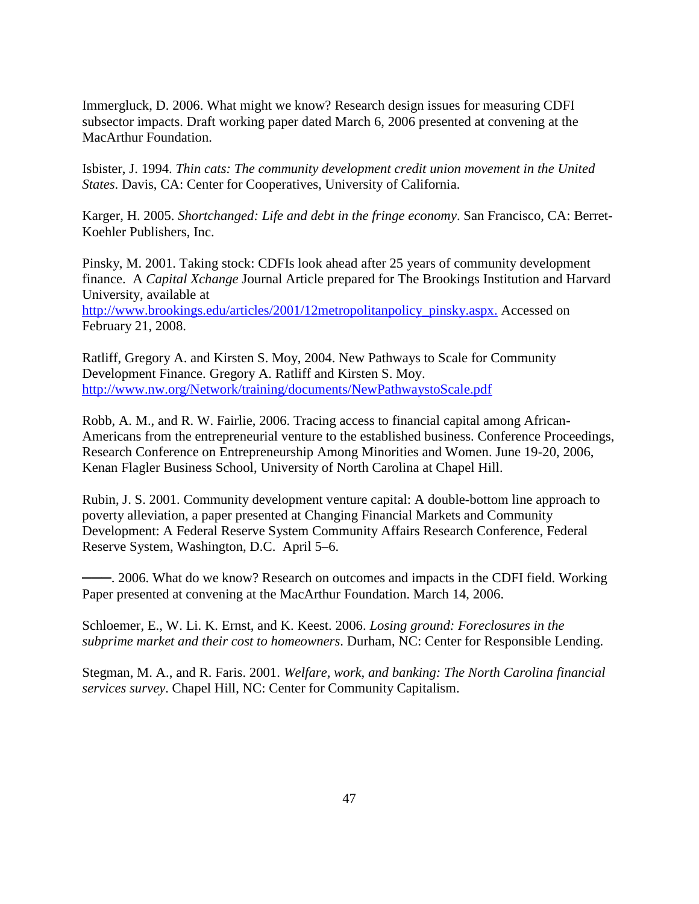Immergluck, D. 2006. What might we know? Research design issues for measuring CDFI subsector impacts. Draft working paper dated March 6, 2006 presented at convening at the MacArthur Foundation.

Isbister, J. 1994. *Thin cats: The community development credit union movement in the United States*. Davis, CA: Center for Cooperatives, University of California.

Karger, H. 2005. *Shortchanged: Life and debt in the fringe economy*. San Francisco, CA: Berret-Koehler Publishers, Inc.

Pinsky, M. 2001. Taking stock: CDFIs look ahead after 25 years of community development finance. A *Capital Xchange* Journal Article prepared for The Brookings Institution and Harvard University, available at http://www.brookings.edu/articles/2001/12metropolitanpolicy_pinsky.aspx. Accessed on February 21, 2008.

Ratliff, Gregory A. and Kirsten S. Moy, 2004. New Pathways to Scale for Community Development Finance. Gregory A. Ratliff and Kirsten S. Moy. http://www.nw.org/Network/training/documents/NewPathwaystoScale.pdf

Robb, A. M., and R. W. Fairlie, 2006. Tracing access to financial capital among African-Americans from the entrepreneurial venture to the established business. Conference Proceedings, Research Conference on Entrepreneurship Among Minorities and Women. June 19-20, 2006, Kenan Flagler Business School, University of North Carolina at Chapel Hill.

Rubin, J. S. 2001. Community development venture capital: A double-bottom line approach to poverty alleviation, a paper presented at Changing Financial Markets and Community Development: A Federal Reserve System Community Affairs Research Conference, Federal Reserve System, Washington, D.C. April 5–6.

———. 2006. What do we know? Research on outcomes and impacts in the CDFI field. Working Paper presented at convening at the MacArthur Foundation. March 14, 2006.

Schloemer, E., W. Li. K. Ernst, and K. Keest. 2006. *Losing ground: Foreclosures in the subprime market and their cost to homeowners*. Durham, NC: Center for Responsible Lending.

Stegman, M. A., and R. Faris. 2001. *Welfare, work, and banking: The North Carolina financial services survey*. Chapel Hill, NC: Center for Community Capitalism.